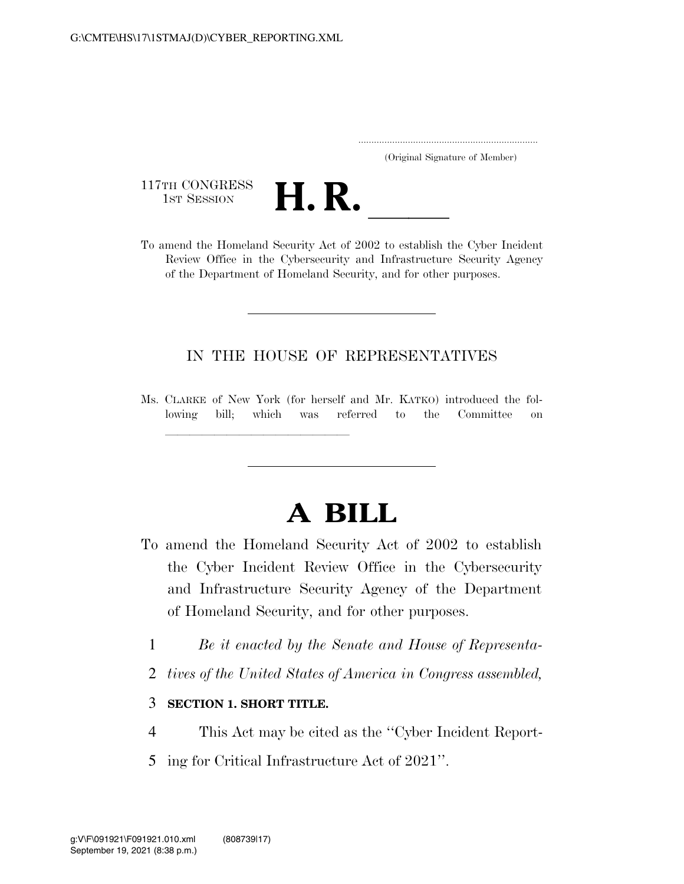(Original Signature of Member)

117TH CONGRESS
1ST SESSION

# H. R. \_\_\_\_\_

To amend the Homeland Security Act of 2002 to establish the Cyber Incident Review Office in the Cybersecurity and Infrastructure Security Agency of the Department of Homeland Security, and for other purposes.

---

IN THE HOUSE OF REPRESENTATIVES

Ms. CLARKE of New York (for herself and Mr. KATKO) introduced the following bill; which was referred to the Committee on \_\_\_\_\_\_\_\_\_\_\_\_\_\_\_\_\_\_\_\_\_\_\_\_\_\_\_\_\_\_

---

# A BILL

To amend the Homeland Security Act of 2002 to establish the Cyber Incident Review Office in the Cybersecurity and Infrastructure Security Agency of the Department of Homeland Security, and for other purposes.

1 *Be it enacted by the Senate and House of Representa-*
2 *tives of the United States of America in Congress assembled,*

3 **SECTION 1. SHORT TITLE.**

4 This Act may be cited as the ''Cyber Incident Report-
5 ing for Critical Infrastructure Act of 2021''.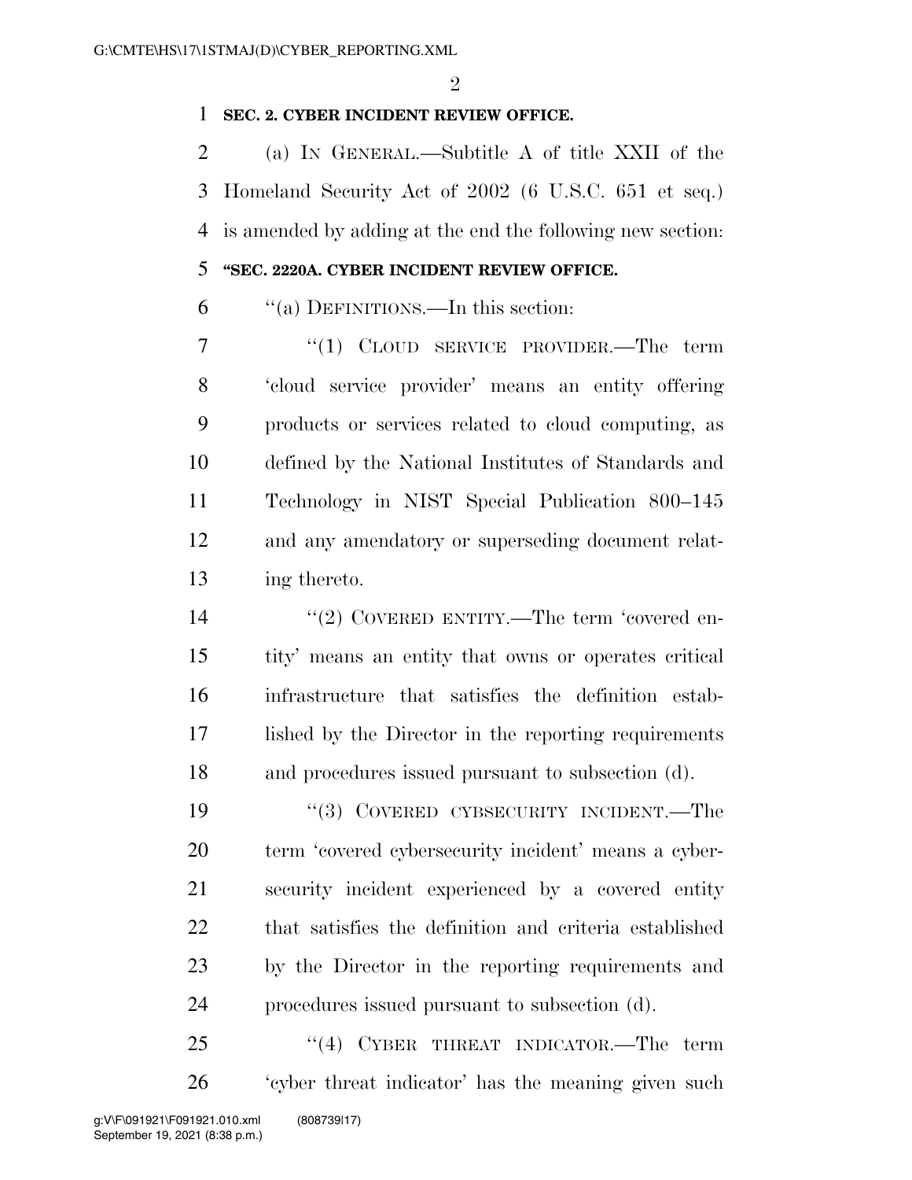**SEC. 2. CYBER INCIDENT REVIEW OFFICE.**

(a) IN GENERAL.—Subtitle A of title XXII of the Homeland Security Act of 2002 (6 U.S.C. 651 et seq.) is amended by adding at the end the following new section:

**"SEC. 2220A. CYBER INCIDENT REVIEW OFFICE.**

"(a) DEFINITIONS.—In this section:

"(1) CLOUD SERVICE PROVIDER.—The term 'cloud service provider' means an entity offering products or services related to cloud computing, as defined by the National Institutes of Standards and Technology in NIST Special Publication 800–145 and any amendatory or superseding document relating thereto.

"(2) COVERED ENTITY.—The term 'covered entity' means an entity that owns or operates critical infrastructure that satisfies the definition established by the Director in the reporting requirements and procedures issued pursuant to subsection (d).

"(3) COVERED CYBSECURITY INCIDENT.—The term 'covered cybersecurity incident' means a cybersecurity incident experienced by a covered entity that satisfies the definition and criteria established by the Director in the reporting requirements and procedures issued pursuant to subsection (d).

"(4) CYBER THREAT INDICATOR.—The term 'cyber threat indicator' has the meaning given such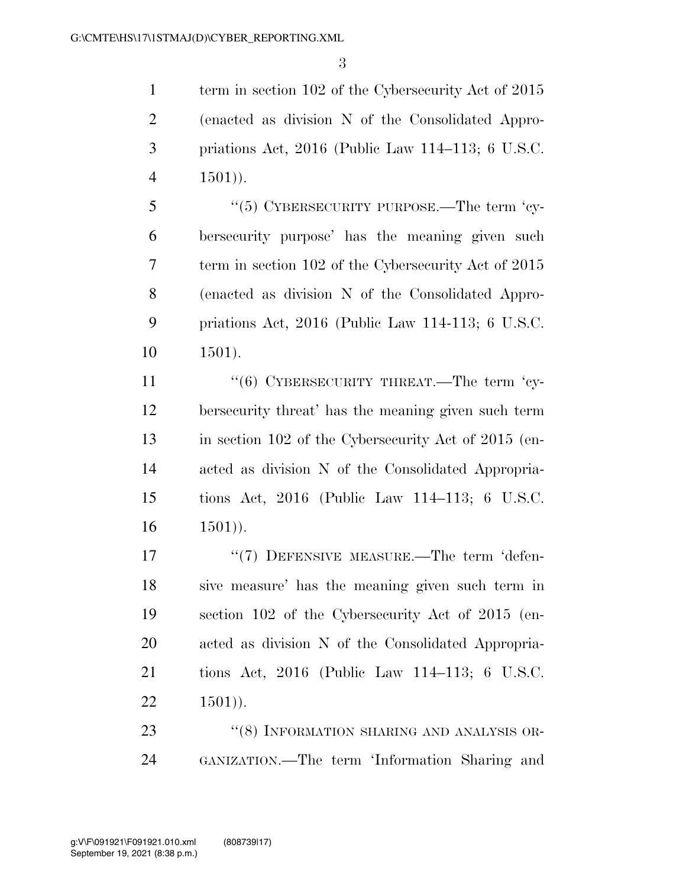term in section 102 of the Cybersecurity Act of 2015 (enacted as division N of the Consolidated Appropriations Act, 2016 (Public Law 114–113; 6 U.S.C. 1501)).

''(5) CYBERSECURITY PURPOSE.—The term 'cybersecurity purpose' has the meaning given such term in section 102 of the Cybersecurity Act of 2015 (enacted as division N of the Consolidated Appropriations Act, 2016 (Public Law 114-113; 6 U.S.C. 1501).

''(6) CYBERSECURITY THREAT.—The term 'cybersecurity threat' has the meaning given such term in section 102 of the Cybersecurity Act of 2015 (enacted as division N of the Consolidated Appropriations Act, 2016 (Public Law 114–113; 6 U.S.C. 1501)).

''(7) DEFENSIVE MEASURE.—The term 'defensive measure' has the meaning given such term in section 102 of the Cybersecurity Act of 2015 (enacted as division N of the Consolidated Appropriations Act, 2016 (Public Law 114–113; 6 U.S.C. 1501)).

''(8) INFORMATION SHARING AND ANALYSIS ORGANIZATION.—The term 'Information Sharing and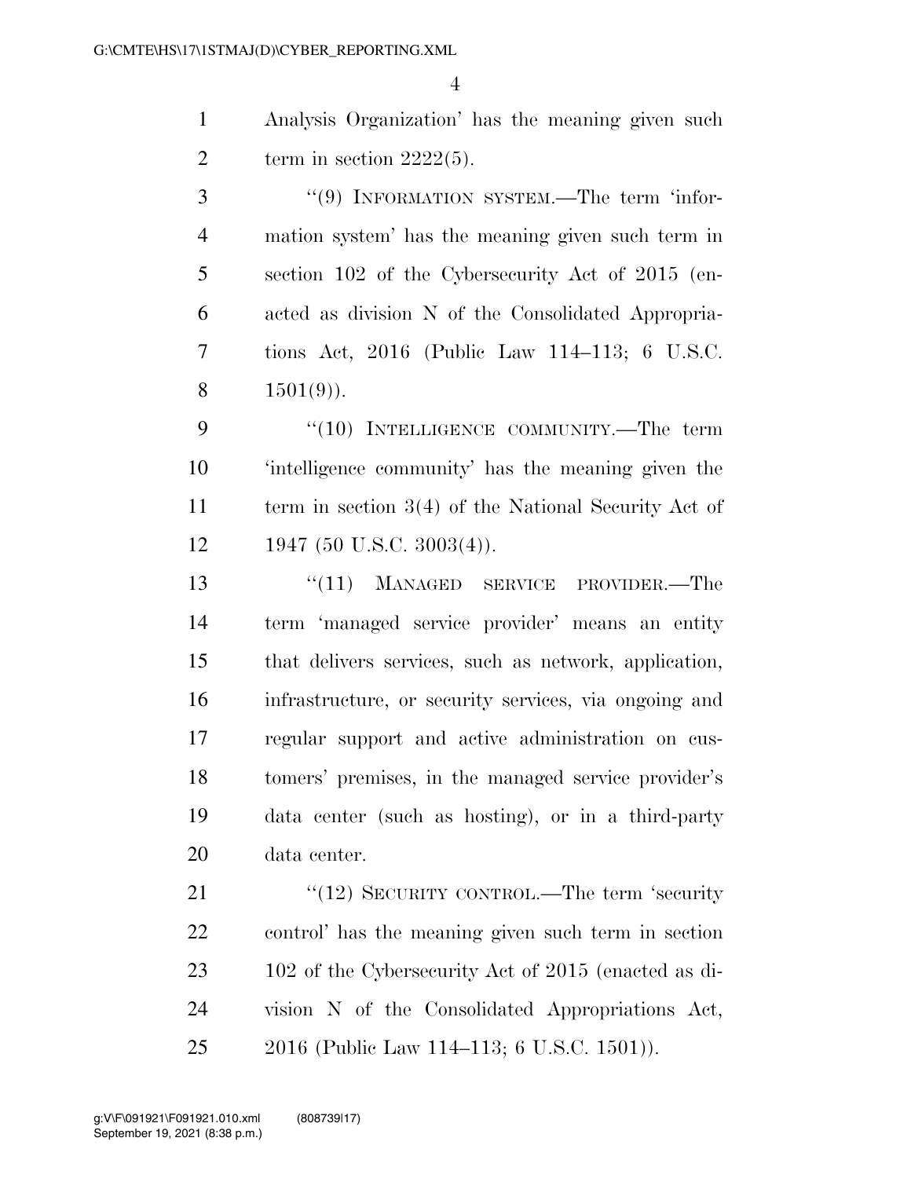Analysis Organization' has the meaning given such term in section 2222(5).

"(9) INFORMATION SYSTEM.—The term 'information system' has the meaning given such term in section 102 of the Cybersecurity Act of 2015 (enacted as division N of the Consolidated Appropriations Act, 2016 (Public Law 114–113; 6 U.S.C. 1501(9)).

"(10) INTELLIGENCE COMMUNITY.—The term 'intelligence community' has the meaning given the term in section 3(4) of the National Security Act of 1947 (50 U.S.C. 3003(4)).

"(11) MANAGED SERVICE PROVIDER.—The term 'managed service provider' means an entity that delivers services, such as network, application, infrastructure, or security services, via ongoing and regular support and active administration on customers' premises, in the managed service provider's data center (such as hosting), or in a third-party data center.

"(12) SECURITY CONTROL.—The term 'security control' has the meaning given such term in section 102 of the Cybersecurity Act of 2015 (enacted as division N of the Consolidated Appropriations Act, 2016 (Public Law 114–113; 6 U.S.C. 1501)).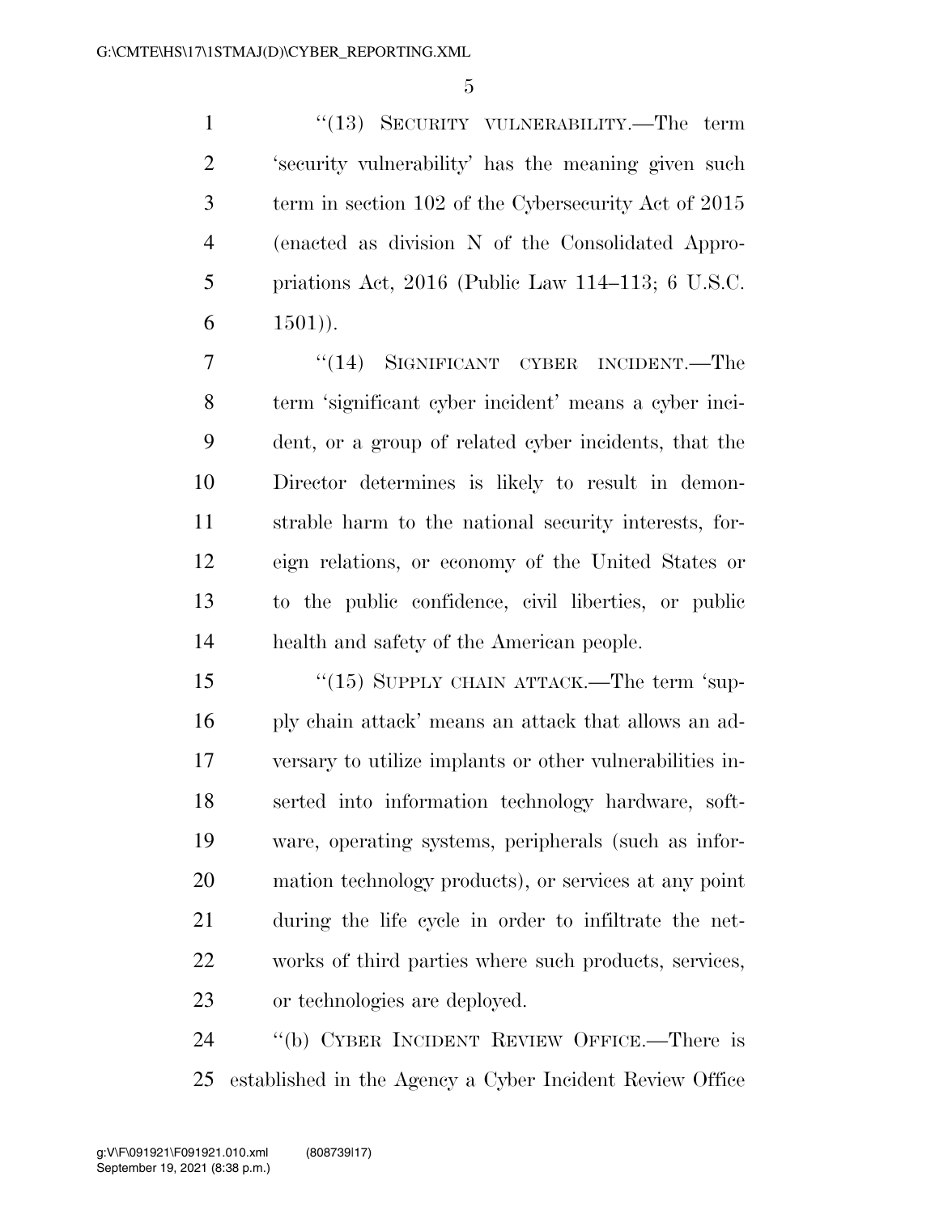"(13) SECURITY VULNERABILITY.—The term 'security vulnerability' has the meaning given such term in section 102 of the Cybersecurity Act of 2015 (enacted as division N of the Consolidated Appropriations Act, 2016 (Public Law 114–113; 6 U.S.C. 1501)).

"(14) SIGNIFICANT CYBER INCIDENT.—The term 'significant cyber incident' means a cyber incident, or a group of related cyber incidents, that the Director determines is likely to result in demonstrable harm to the national security interests, foreign relations, or economy of the United States or to the public confidence, civil liberties, or public health and safety of the American people.

"(15) SUPPLY CHAIN ATTACK.—The term 'supply chain attack' means an attack that allows an adversary to utilize implants or other vulnerabilities inserted into information technology hardware, software, operating systems, peripherals (such as information technology products), or services at any point during the life cycle in order to infiltrate the networks of third parties where such products, services, or technologies are deployed.

"(b) CYBER INCIDENT REVIEW OFFICE.—There is established in the Agency a Cyber Incident Review Office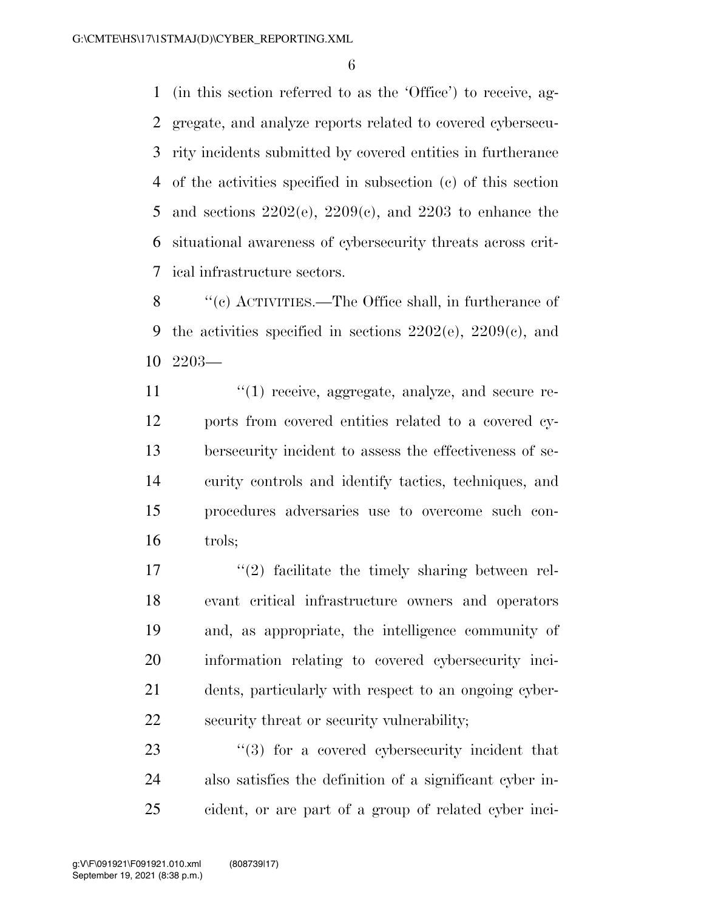(in this section referred to as the 'Office') to receive, aggregate, and analyze reports related to covered cybersecurity incidents submitted by covered entities in furtherance of the activities specified in subsection (c) of this section and sections 2202(e), 2209(c), and 2203 to enhance the situational awareness of cybersecurity threats across critical infrastructure sectors.

''(c) ACTIVITIES.—The Office shall, in furtherance of the activities specified in sections 2202(e), 2209(c), and 2203—

''(1) receive, aggregate, analyze, and secure reports from covered entities related to a covered cybersecurity incident to assess the effectiveness of security controls and identify tactics, techniques, and procedures adversaries use to overcome such controls;

''(2) facilitate the timely sharing between relevant critical infrastructure owners and operators and, as appropriate, the intelligence community of information relating to covered cybersecurity incidents, particularly with respect to an ongoing cybersecurity threat or security vulnerability;

''(3) for a covered cybersecurity incident that also satisfies the definition of a significant cyber incident, or are part of a group of related cyber inci-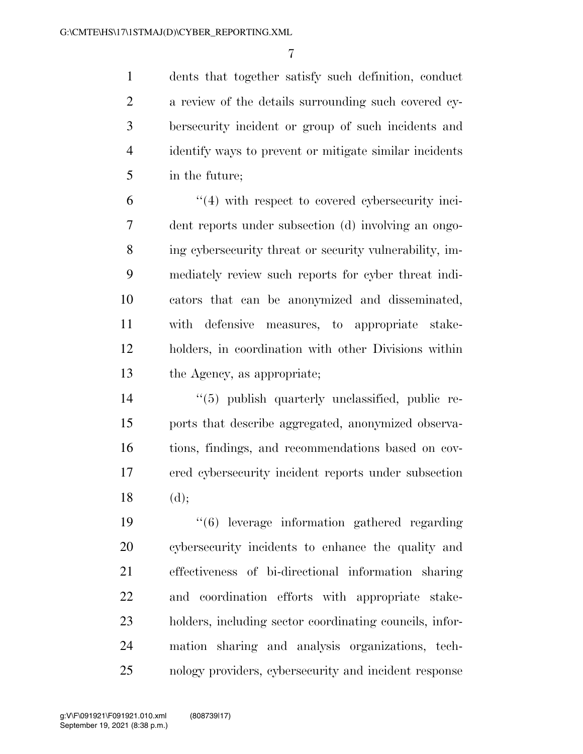dents that together satisfy such definition, conduct a review of the details surrounding such covered cybersecurity incident or group of such incidents and identify ways to prevent or mitigate similar incidents in the future;

"(4) with respect to covered cybersecurity incident reports under subsection (d) involving an ongoing cybersecurity threat or security vulnerability, immediately review such reports for cyber threat indicators that can be anonymized and disseminated, with defensive measures, to appropriate stakeholders, in coordination with other Divisions within the Agency, as appropriate;

"(5) publish quarterly unclassified, public reports that describe aggregated, anonymized observations, findings, and recommendations based on covered cybersecurity incident reports under subsection (d);

"(6) leverage information gathered regarding cybersecurity incidents to enhance the quality and effectiveness of bi-directional information sharing and coordination efforts with appropriate stakeholders, including sector coordinating councils, information sharing and analysis organizations, technology providers, cybersecurity and incident response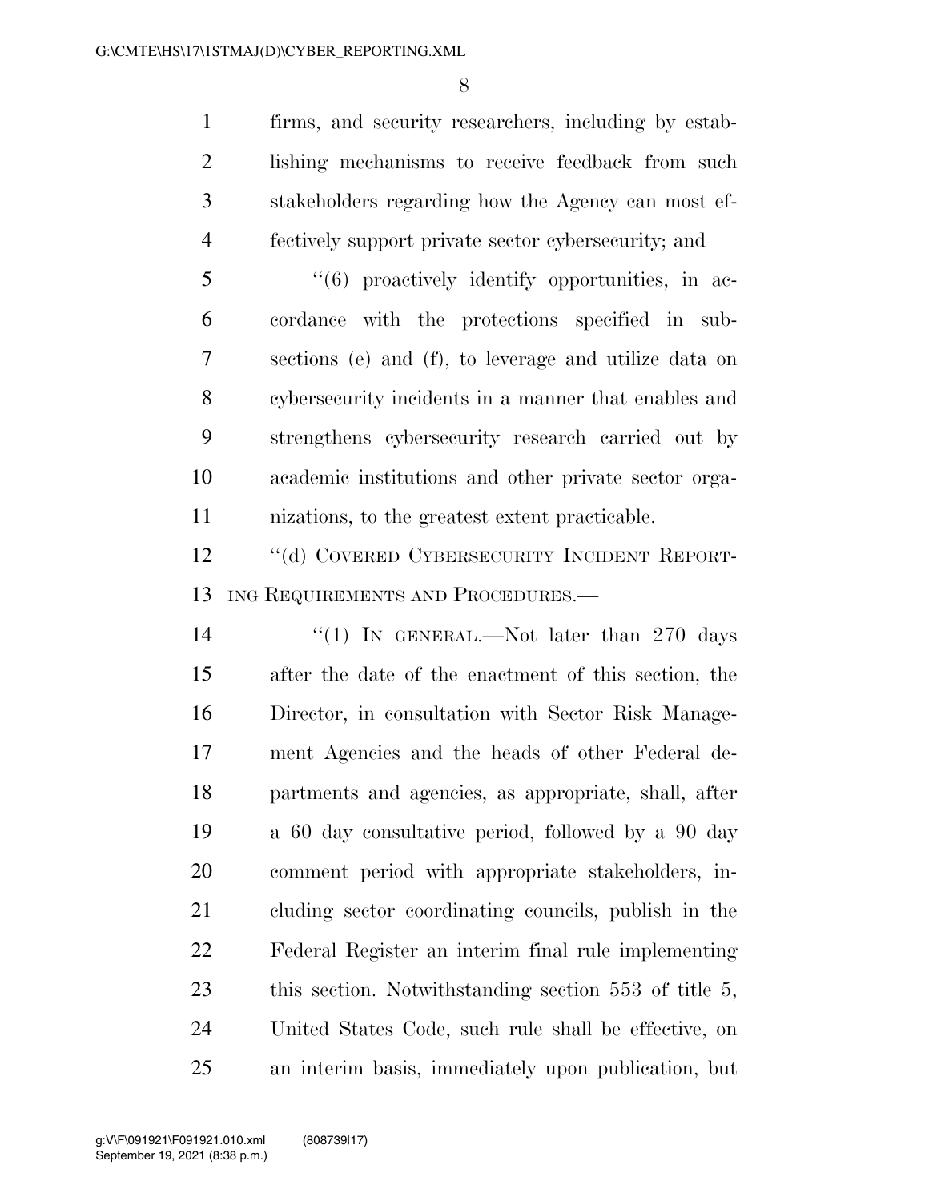firms, and security researchers, including by establishing mechanisms to receive feedback from such stakeholders regarding how the Agency can most effectively support private sector cybersecurity; and

"(6) proactively identify opportunities, in accordance with the protections specified in subsections (e) and (f), to leverage and utilize data on cybersecurity incidents in a manner that enables and strengthens cybersecurity research carried out by academic institutions and other private sector organizations, to the greatest extent practicable.

"(d) COVERED CYBERSECURITY INCIDENT REPORTING REQUIREMENTS AND PROCEDURES.—

"(1) IN GENERAL.—Not later than 270 days after the date of the enactment of this section, the Director, in consultation with Sector Risk Management Agencies and the heads of other Federal departments and agencies, as appropriate, shall, after a 60 day consultative period, followed by a 90 day comment period with appropriate stakeholders, including sector coordinating councils, publish in the Federal Register an interim final rule implementing this section. Notwithstanding section 553 of title 5, United States Code, such rule shall be effective, on an interim basis, immediately upon publication, but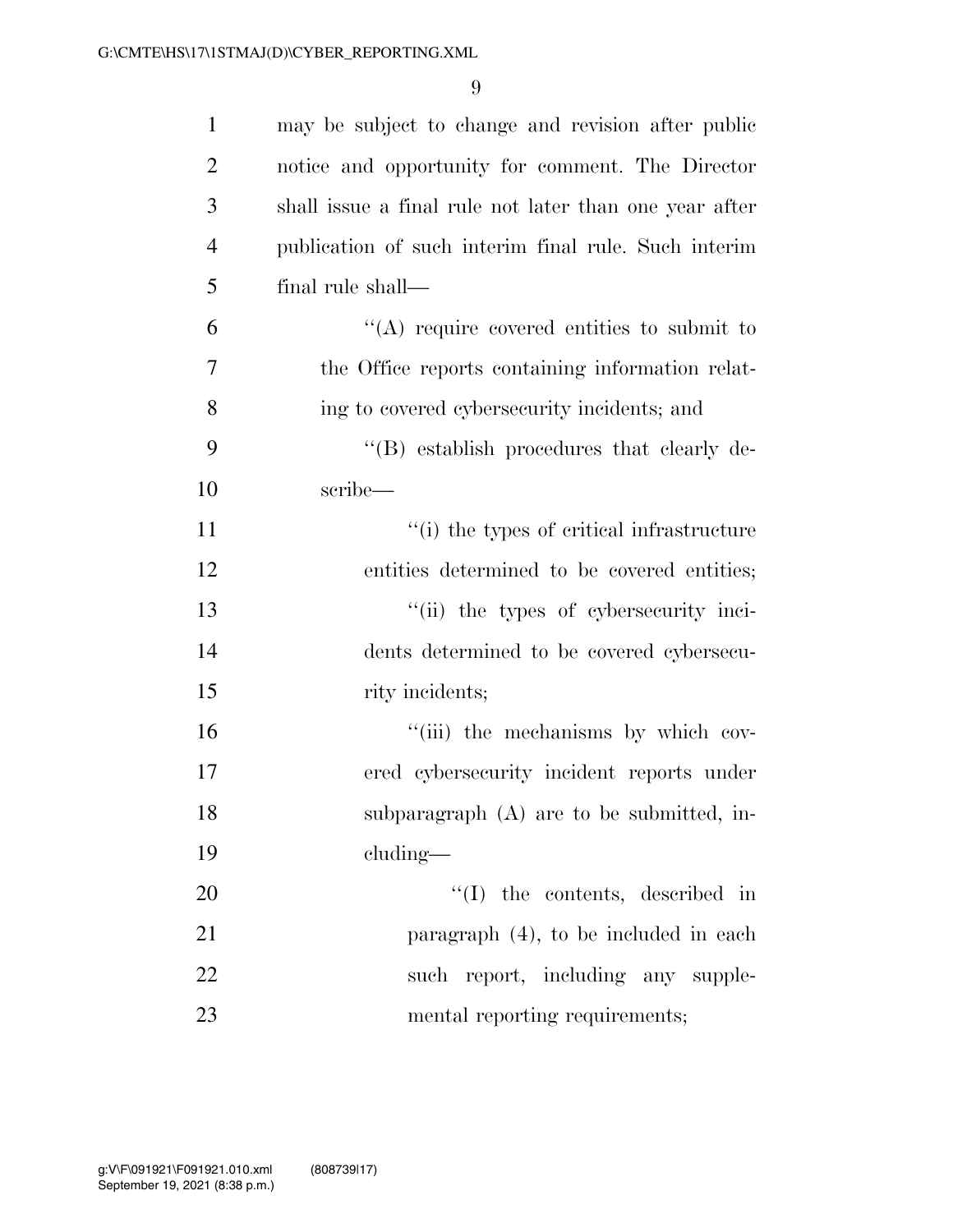may be subject to change and revision after public notice and opportunity for comment. The Director shall issue a final rule not later than one year after publication of such interim final rule. Such interim final rule shall—

''(A) require covered entities to submit to the Office reports containing information relating to covered cybersecurity incidents; and

''(B) establish procedures that clearly describe—

''(i) the types of critical infrastructure entities determined to be covered entities;

''(ii) the types of cybersecurity incidents determined to be covered cybersecurity incidents;

''(iii) the mechanisms by which covered cybersecurity incident reports under subparagraph (A) are to be submitted, including—

''(I) the contents, described in paragraph (4), to be included in each such report, including any supplemental reporting requirements;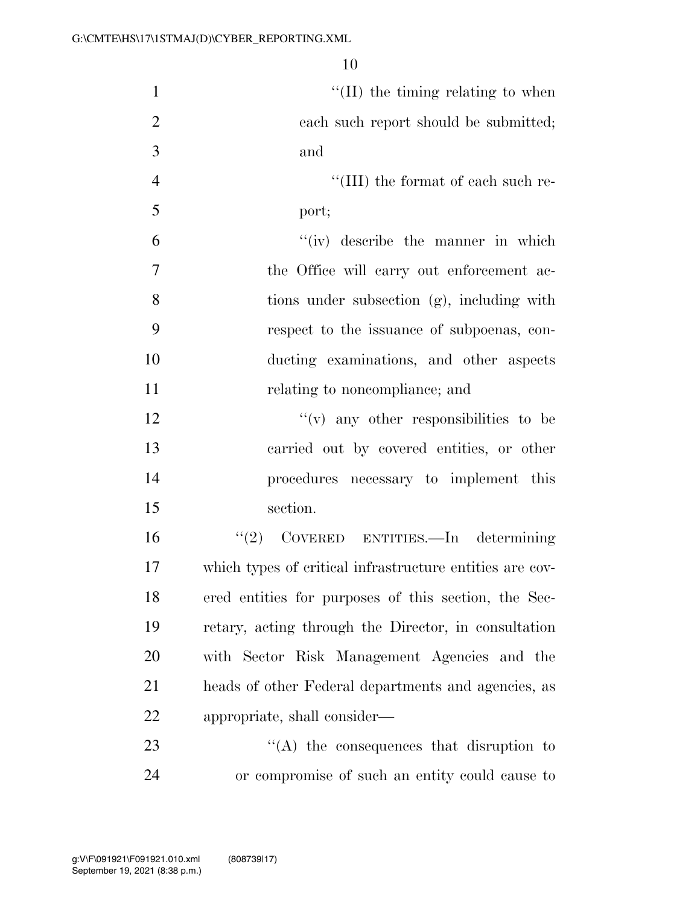"(II) the timing relating to when each such report should be submitted; and

"(III) the format of each such report;

"(iv) describe the manner in which the Office will carry out enforcement actions under subsection (g), including with respect to the issuance of subpoenas, conducting examinations, and other aspects relating to noncompliance; and

"(v) any other responsibilities to be carried out by covered entities, or other procedures necessary to implement this section.

"(2) COVERED ENTITIES.—In determining which types of critical infrastructure entities are covered entities for purposes of this section, the Secretary, acting through the Director, in consultation with Sector Risk Management Agencies and the heads of other Federal departments and agencies, as appropriate, shall consider—

"(A) the consequences that disruption to or compromise of such an entity could cause to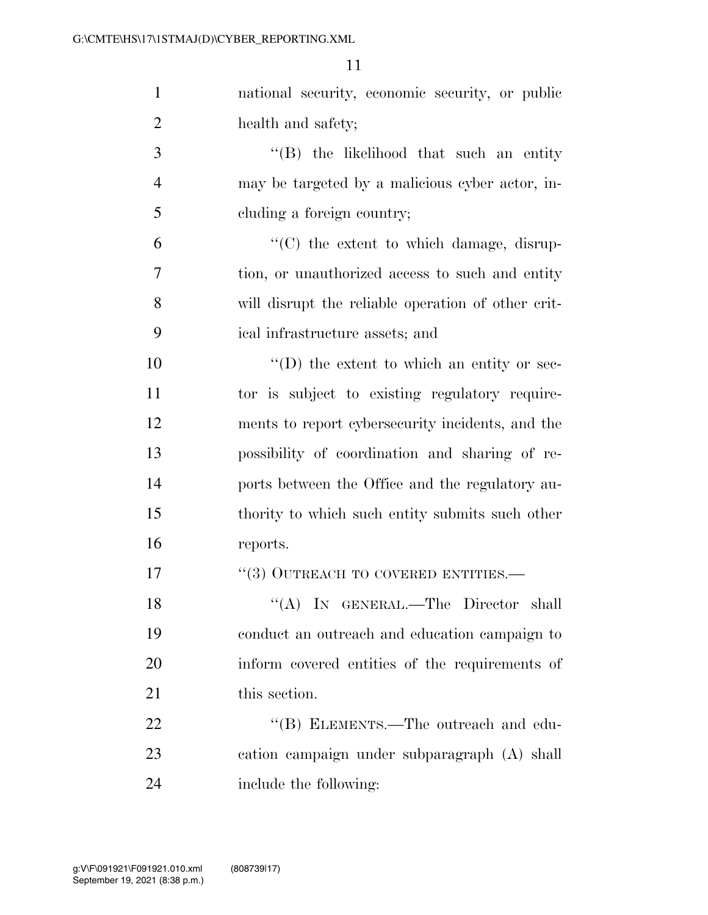national security, economic security, or public health and safety;

"(B) the likelihood that such an entity may be targeted by a malicious cyber actor, including a foreign country;

"(C) the extent to which damage, disruption, or unauthorized access to such and entity will disrupt the reliable operation of other critical infrastructure assets; and

"(D) the extent to which an entity or sector is subject to existing regulatory requirements to report cybersecurity incidents, and the possibility of coordination and sharing of reports between the Office and the regulatory authority to which such entity submits such other reports.

"(3) OUTREACH TO COVERED ENTITIES.—

"(A) IN GENERAL.—The Director shall conduct an outreach and education campaign to inform covered entities of the requirements of this section.

"(B) ELEMENTS.—The outreach and education campaign under subparagraph (A) shall include the following: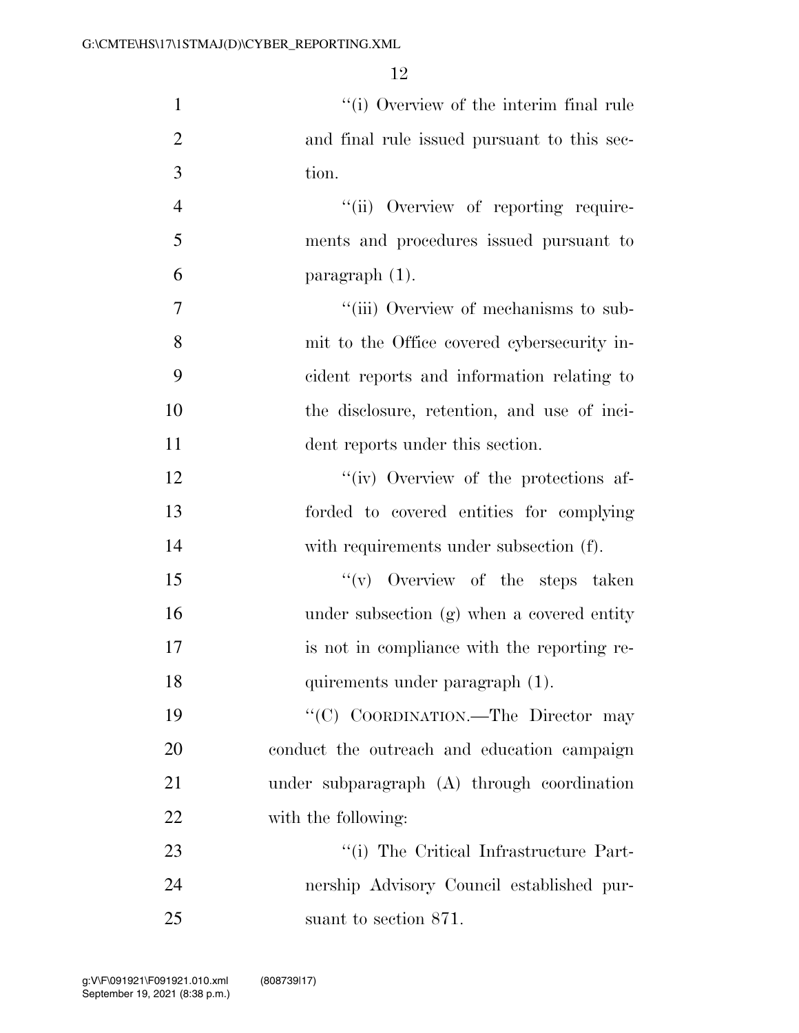"(i) Overview of the interim final rule and final rule issued pursuant to this section.

"(ii) Overview of reporting requirements and procedures issued pursuant to paragraph (1).

"(iii) Overview of mechanisms to submit to the Office covered cybersecurity incident reports and information relating to the disclosure, retention, and use of incident reports under this section.

"(iv) Overview of the protections afforded to covered entities for complying with requirements under subsection (f).

"(v) Overview of the steps taken under subsection (g) when a covered entity is not in compliance with the reporting requirements under paragraph (1).

"(C) COORDINATION.—The Director may conduct the outreach and education campaign under subparagraph (A) through coordination with the following:

"(i) The Critical Infrastructure Partnership Advisory Council established pursuant to section 871.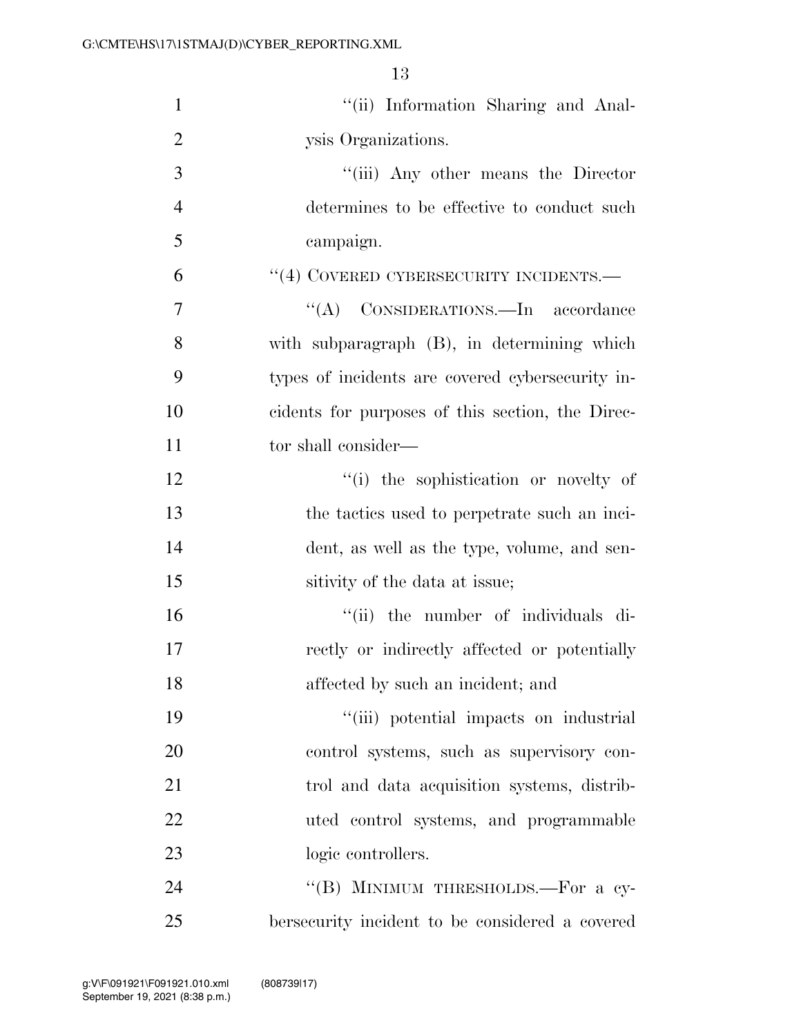"(ii) Information Sharing and Analysis Organizations.

"(iii) Any other means the Director determines to be effective to conduct such campaign.

"(4) COVERED CYBERSECURITY INCIDENTS.—

"(A) CONSIDERATIONS.—In accordance with subparagraph (B), in determining which types of incidents are covered cybersecurity incidents for purposes of this section, the Director shall consider—

"(i) the sophistication or novelty of the tactics used to perpetrate such an incident, as well as the type, volume, and sensitivity of the data at issue;

"(ii) the number of individuals directly or indirectly affected or potentially affected by such an incident; and

"(iii) potential impacts on industrial control systems, such as supervisory control and data acquisition systems, distributed control systems, and programmable logic controllers.

"(B) MINIMUM THRESHOLDS.—For a cybersecurity incident to be considered a covered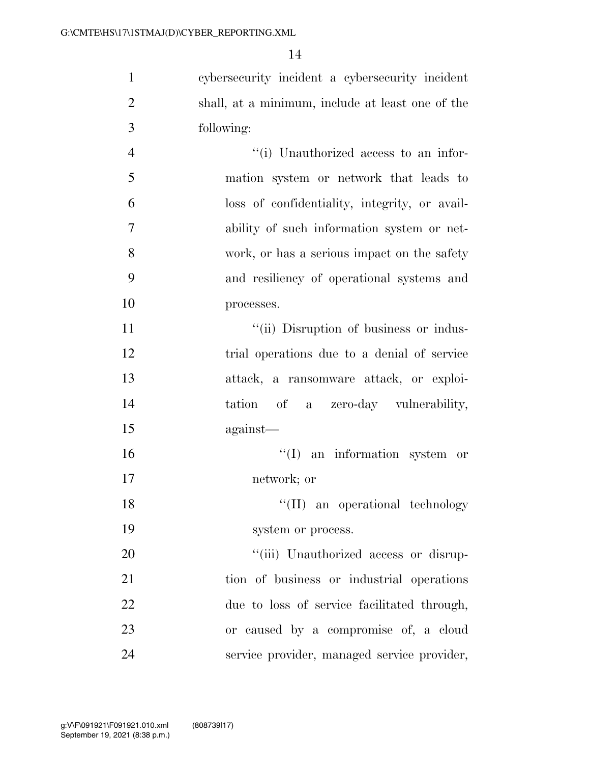cybersecurity incident a cybersecurity incident shall, at a minimum, include at least one of the following:

''(i) Unauthorized access to an information system or network that leads to loss of confidentiality, integrity, or availability of such information system or network, or has a serious impact on the safety and resiliency of operational systems and processes.

''(ii) Disruption of business or industrial operations due to a denial of service attack, a ransomware attack, or exploitation of a zero-day vulnerability, against—

''(I) an information system or network; or

''(II) an operational technology system or process.

''(iii) Unauthorized access or disruption of business or industrial operations due to loss of service facilitated through, or caused by a compromise of, a cloud service provider, managed service provider,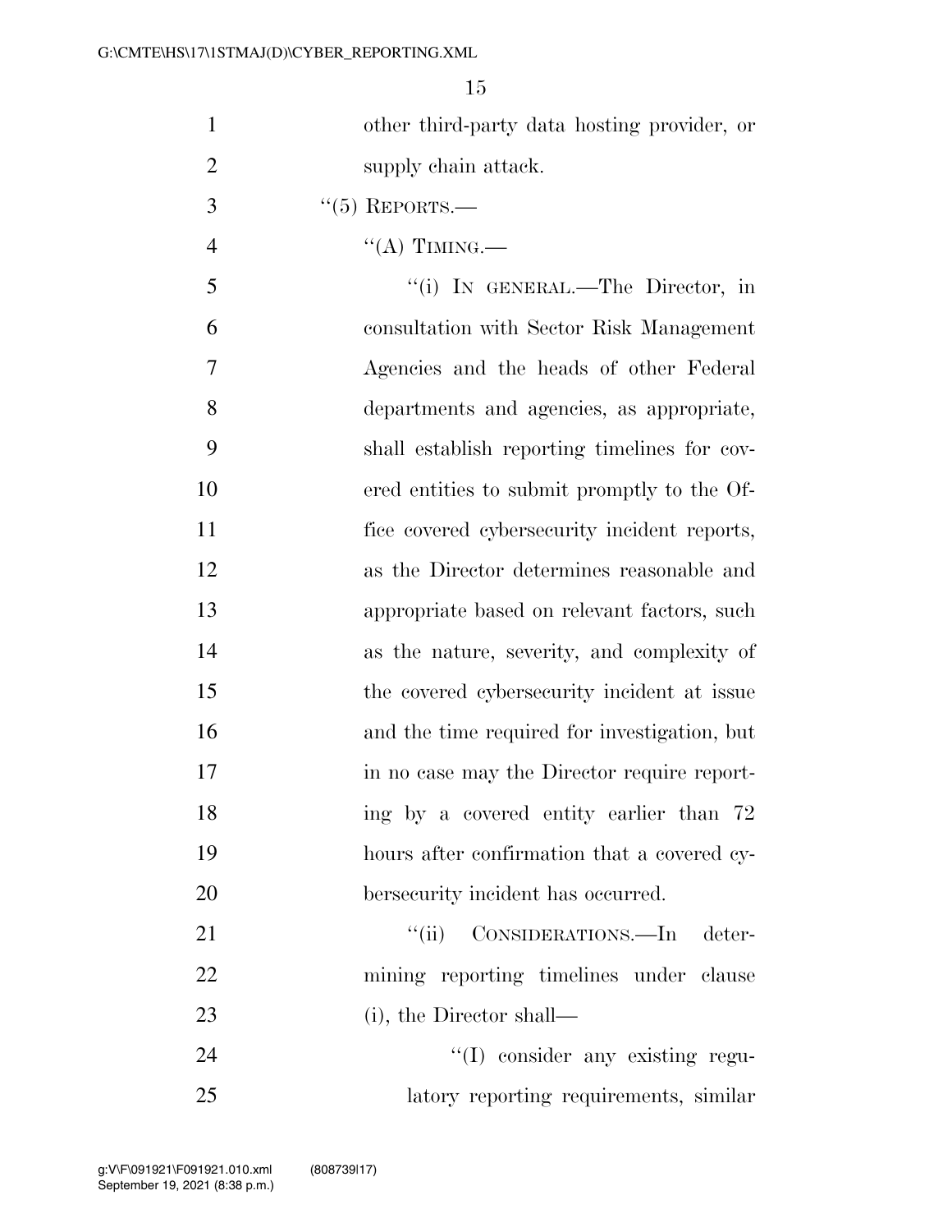other third-party data hosting provider, or supply chain attack.

"(5) REPORTS.—

"(A) TIMING.—

"(i) IN GENERAL.—The Director, in consultation with Sector Risk Management Agencies and the heads of other Federal departments and agencies, as appropriate, shall establish reporting timelines for covered entities to submit promptly to the Office covered cybersecurity incident reports, as the Director determines reasonable and appropriate based on relevant factors, such as the nature, severity, and complexity of the covered cybersecurity incident at issue and the time required for investigation, but in no case may the Director require reporting by a covered entity earlier than 72 hours after confirmation that a covered cybersecurity incident has occurred.

"(ii) CONSIDERATIONS.—In determining reporting timelines under clause (i), the Director shall—

"(I) consider any existing regulatory reporting requirements, similar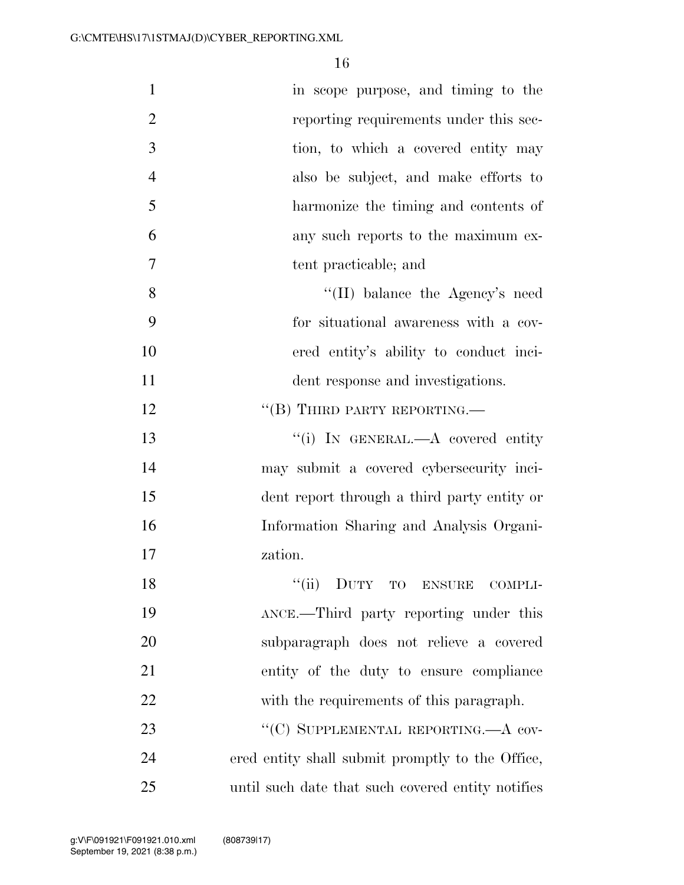in scope purpose, and timing to the reporting requirements under this section, to which a covered entity may also be subject, and make efforts to harmonize the timing and contents of any such reports to the maximum extent practicable; and

"(II) balance the Agency's need for situational awareness with a covered entity's ability to conduct incident response and investigations.

"(B) THIRD PARTY REPORTING.—

"(i) IN GENERAL.—A covered entity may submit a covered cybersecurity incident report through a third party entity or Information Sharing and Analysis Organization.

"(ii) DUTY TO ENSURE COMPLIANCE.—Third party reporting under this subparagraph does not relieve a covered entity of the duty to ensure compliance with the requirements of this paragraph.

"(C) SUPPLEMENTAL REPORTING.—A covered entity shall submit promptly to the Office, until such date that such covered entity notifies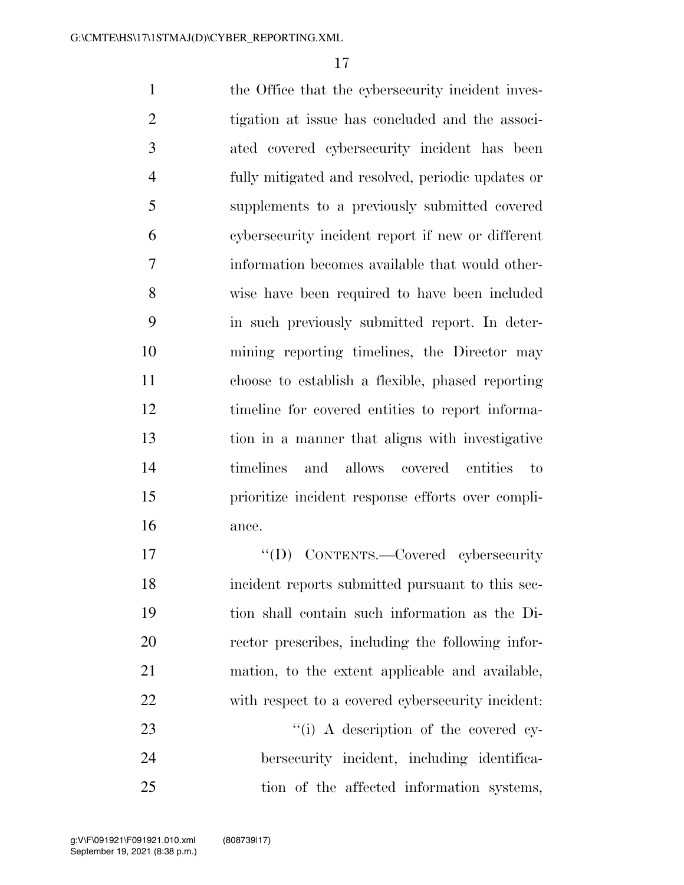the Office that the cybersecurity incident investigation at issue has concluded and the associated covered cybersecurity incident has been fully mitigated and resolved, periodic updates or supplements to a previously submitted covered cybersecurity incident report if new or different information becomes available that would otherwise have been required to have been included in such previously submitted report. In determining reporting timelines, the Director may choose to establish a flexible, phased reporting timeline for covered entities to report information in a manner that aligns with investigative timelines and allows covered entities to prioritize incident response efforts over compliance.

''(D) CONTENTS.—Covered cybersecurity incident reports submitted pursuant to this section shall contain such information as the Director prescribes, including the following information, to the extent applicable and available, with respect to a covered cybersecurity incident:

''(i) A description of the covered cybersecurity incident, including identification of the affected information systems,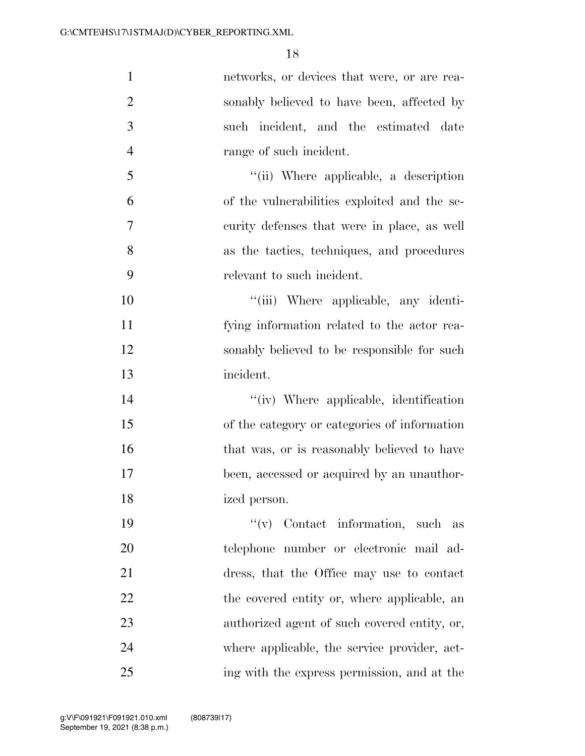networks, or devices that were, or are reasonably believed to have been, affected by such incident, and the estimated date range of such incident.

"(ii) Where applicable, a description of the vulnerabilities exploited and the security defenses that were in place, as well as the tactics, techniques, and procedures relevant to such incident.

"(iii) Where applicable, any identifying information related to the actor reasonably believed to be responsible for such incident.

"(iv) Where applicable, identification of the category or categories of information that was, or is reasonably believed to have been, accessed or acquired by an unauthorized person.

"(v) Contact information, such as telephone number or electronic mail address, that the Office may use to contact the covered entity or, where applicable, an authorized agent of such covered entity, or, where applicable, the service provider, acting with the express permission, and at the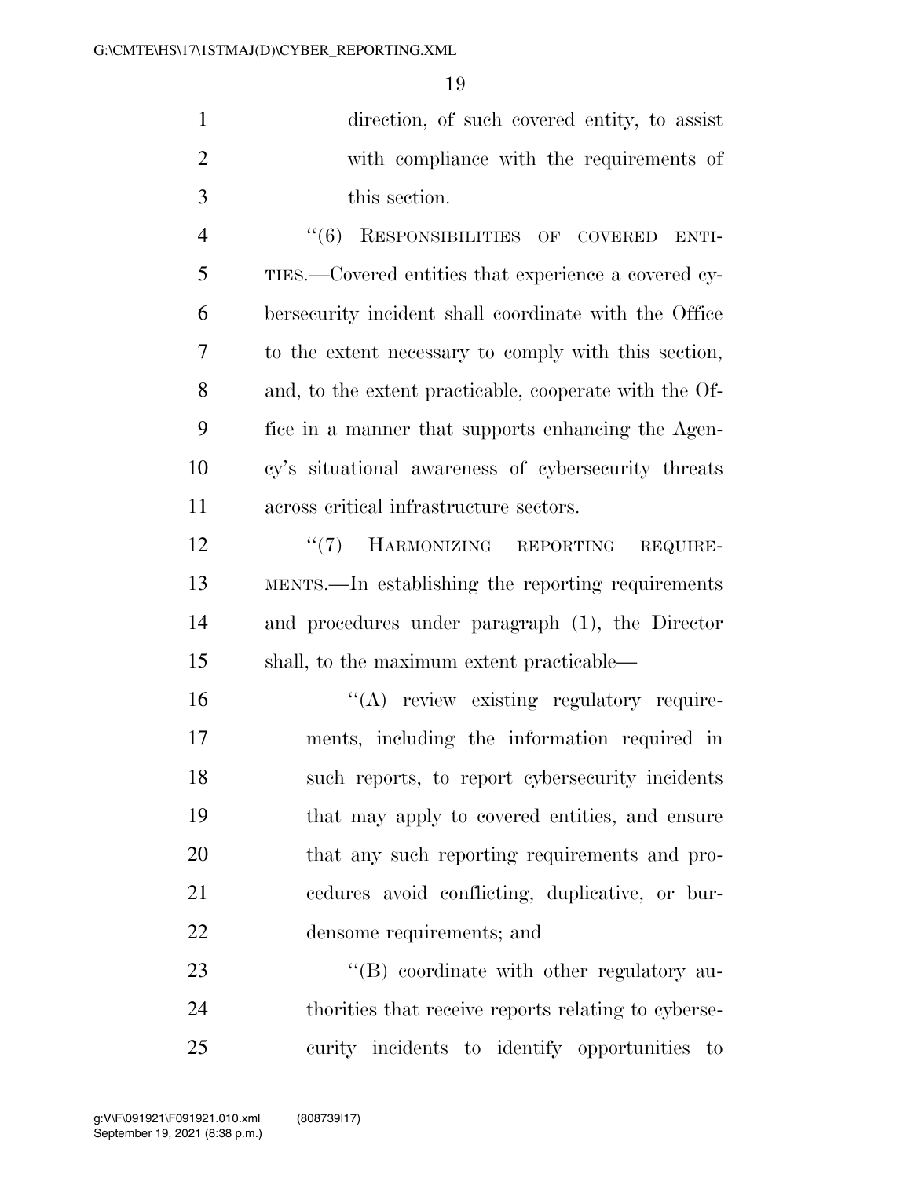direction, of such covered entity, to assist with compliance with the requirements of this section.

"(6) RESPONSIBILITIES OF COVERED ENTITIES.—Covered entities that experience a covered cybersecurity incident shall coordinate with the Office to the extent necessary to comply with this section, and, to the extent practicable, cooperate with the Office in a manner that supports enhancing the Agency's situational awareness of cybersecurity threats across critical infrastructure sectors.

"(7) HARMONIZING REPORTING REQUIREMENTS.—In establishing the reporting requirements and procedures under paragraph (1), the Director shall, to the maximum extent practicable—

"(A) review existing regulatory requirements, including the information required in such reports, to report cybersecurity incidents that may apply to covered entities, and ensure that any such reporting requirements and procedures avoid conflicting, duplicative, or burdensome requirements; and

"(B) coordinate with other regulatory authorities that receive reports relating to cybersecurity incidents to identify opportunities to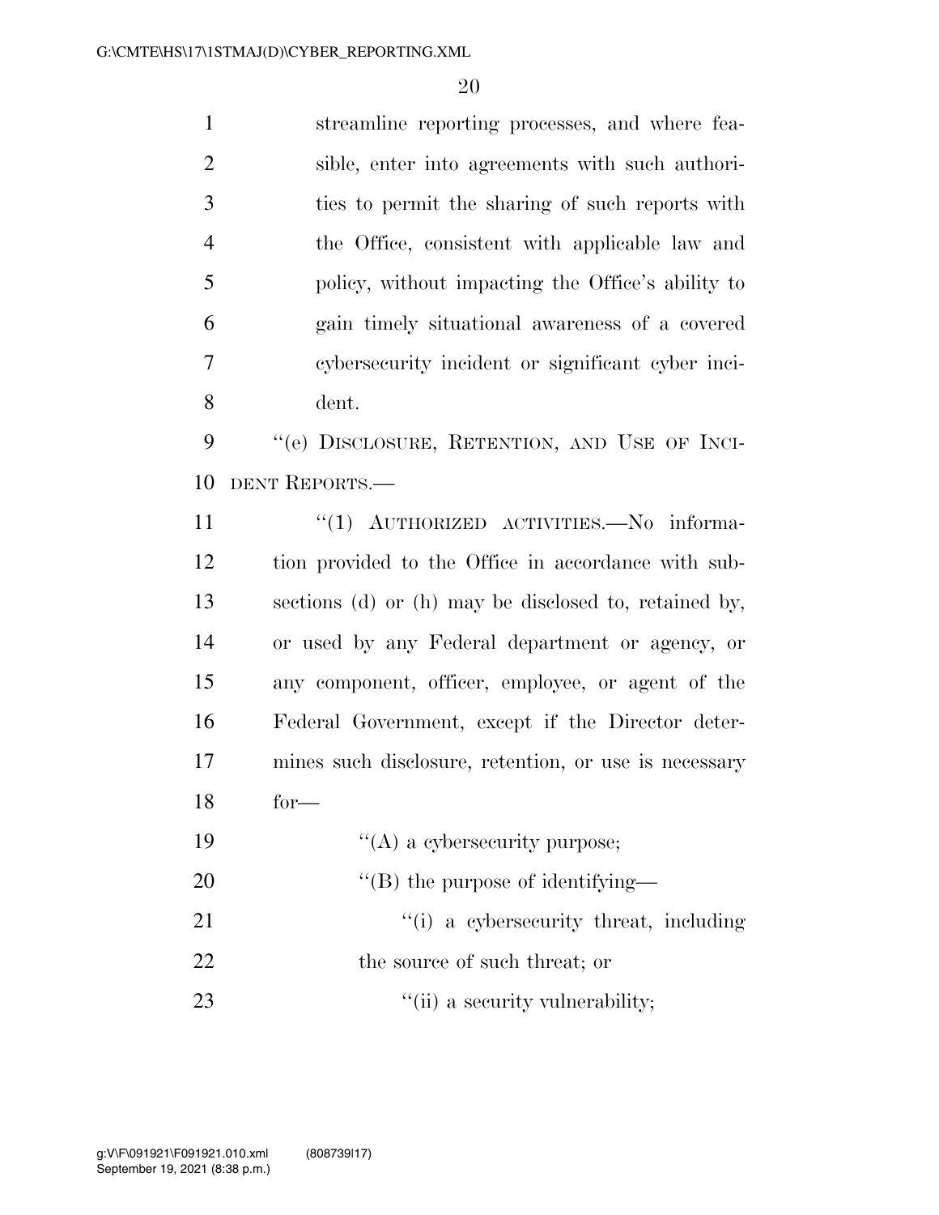streamline reporting processes, and where feasible, enter into agreements with such authorities to permit the sharing of such reports with the Office, consistent with applicable law and policy, without impacting the Office's ability to gain timely situational awareness of a covered cybersecurity incident or significant cyber incident.

"(e) DISCLOSURE, RETENTION, AND USE OF INCIDENT REPORTS.—

"(1) AUTHORIZED ACTIVITIES.—No information provided to the Office in accordance with subsections (d) or (h) may be disclosed to, retained by, or used by any Federal department or agency, or any component, officer, employee, or agent of the Federal Government, except if the Director determines such disclosure, retention, or use is necessary for—

"(A) a cybersecurity purpose;

"(B) the purpose of identifying—

"(i) a cybersecurity threat, including the source of such threat; or

"(ii) a security vulnerability;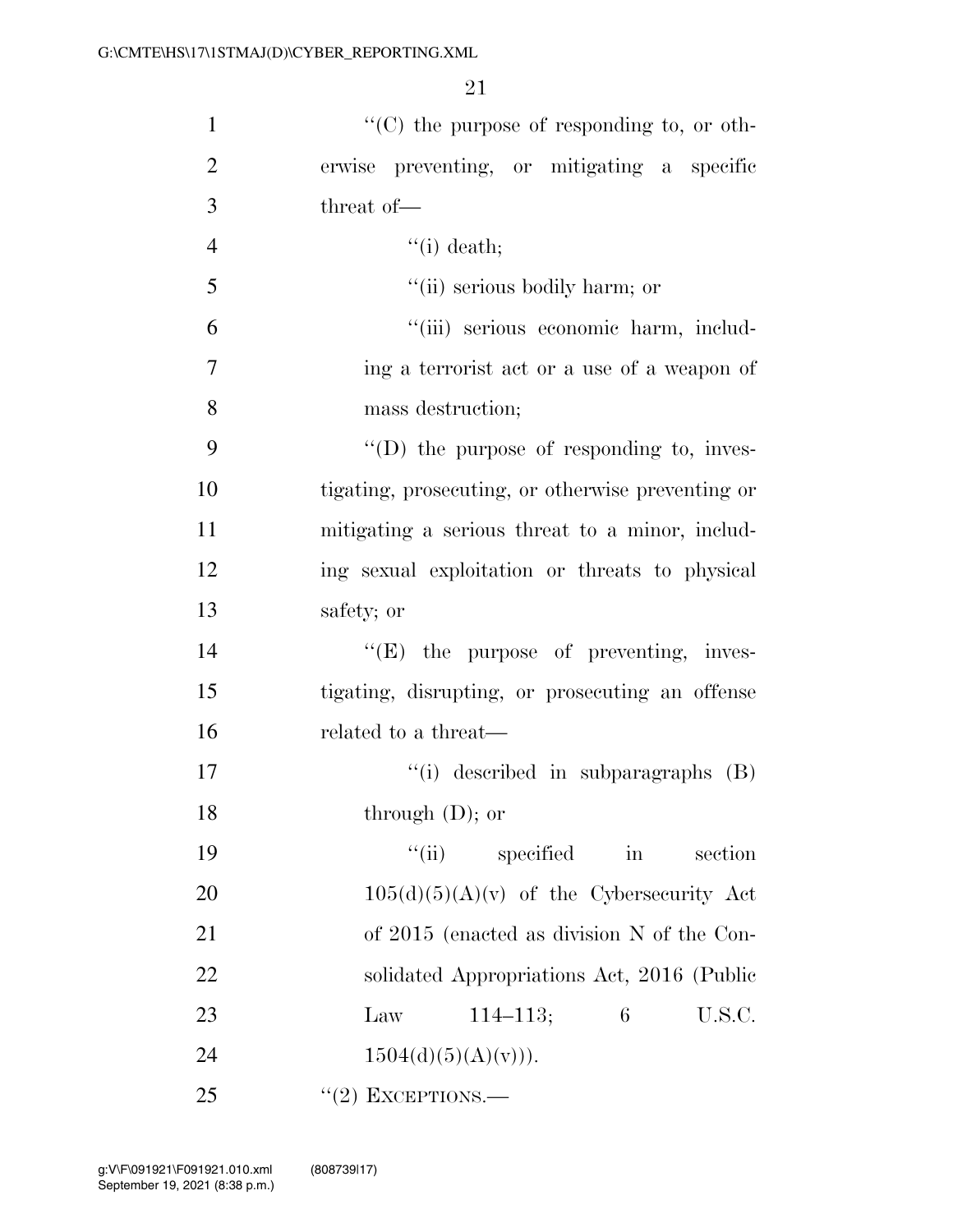''(C) the purpose of responding to, or otherwise preventing, or mitigating a specific threat of—

''(i) death;

''(ii) serious bodily harm; or

''(iii) serious economic harm, including a terrorist act or a use of a weapon of mass destruction;

''(D) the purpose of responding to, investigating, prosecuting, or otherwise preventing or mitigating a serious threat to a minor, including sexual exploitation or threats to physical safety; or

''(E) the purpose of preventing, investigating, disrupting, or prosecuting an offense related to a threat—

''(i) described in subparagraphs (B) through (D); or

''(ii) specified in section 105(d)(5)(A)(v) of the Cybersecurity Act of 2015 (enacted as division N of the Consolidated Appropriations Act, 2016 (Public Law 114–113; 6 U.S.C. 1504(d)(5)(A)(v))).

''(2) EXCEPTIONS.—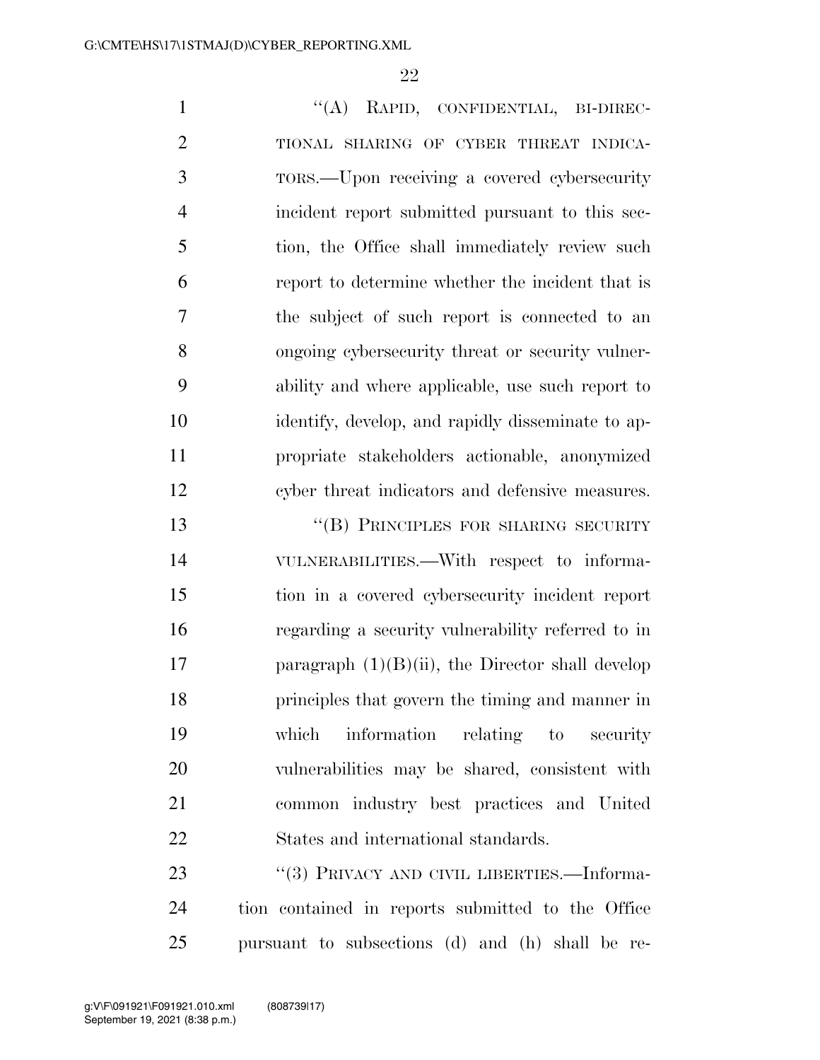"(A) RAPID, CONFIDENTIAL, BI-DIRECTIONAL SHARING OF CYBER THREAT INDICATORS.—Upon receiving a covered cybersecurity incident report submitted pursuant to this section, the Office shall immediately review such report to determine whether the incident that is the subject of such report is connected to an ongoing cybersecurity threat or security vulnerability and where applicable, use such report to identify, develop, and rapidly disseminate to appropriate stakeholders actionable, anonymized cyber threat indicators and defensive measures.

"(B) PRINCIPLES FOR SHARING SECURITY VULNERABILITIES.—With respect to information in a covered cybersecurity incident report regarding a security vulnerability referred to in paragraph (1)(B)(ii), the Director shall develop principles that govern the timing and manner in which information relating to security vulnerabilities may be shared, consistent with common industry best practices and United States and international standards.

"(3) PRIVACY AND CIVIL LIBERTIES.—Information contained in reports submitted to the Office pursuant to subsections (d) and (h) shall be re-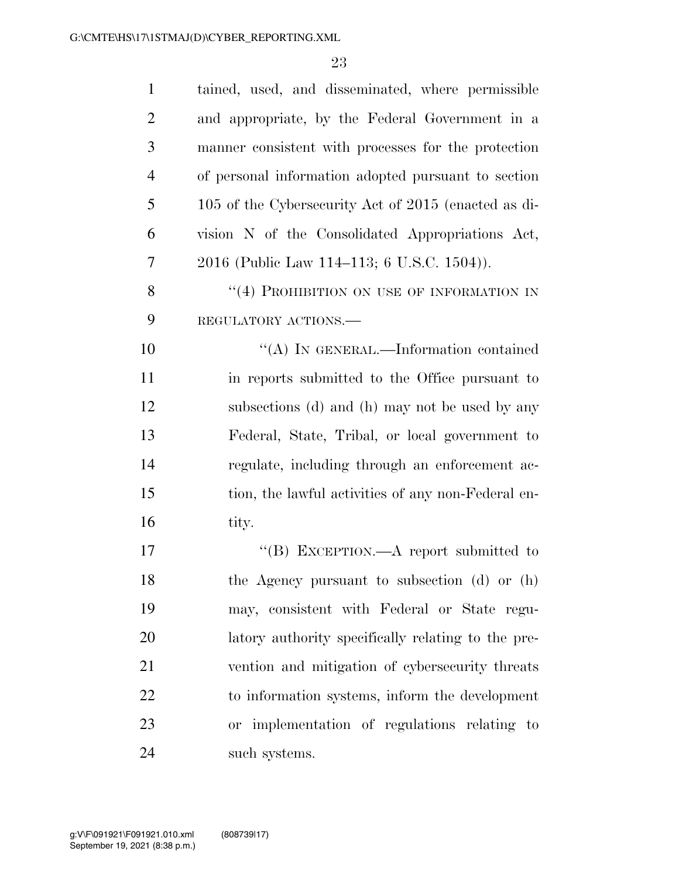tained, used, and disseminated, where permissible and appropriate, by the Federal Government in a manner consistent with processes for the protection of personal information adopted pursuant to section 105 of the Cybersecurity Act of 2015 (enacted as division N of the Consolidated Appropriations Act, 2016 (Public Law 114–113; 6 U.S.C. 1504)).

''(4) PROHIBITION ON USE OF INFORMATION IN REGULATORY ACTIONS.—

''(A) IN GENERAL.—Information contained in reports submitted to the Office pursuant to subsections (d) and (h) may not be used by any Federal, State, Tribal, or local government to regulate, including through an enforcement action, the lawful activities of any non-Federal entity.

''(B) EXCEPTION.—A report submitted to the Agency pursuant to subsection (d) or (h) may, consistent with Federal or State regulatory authority specifically relating to the prevention and mitigation of cybersecurity threats to information systems, inform the development or implementation of regulations relating to such systems.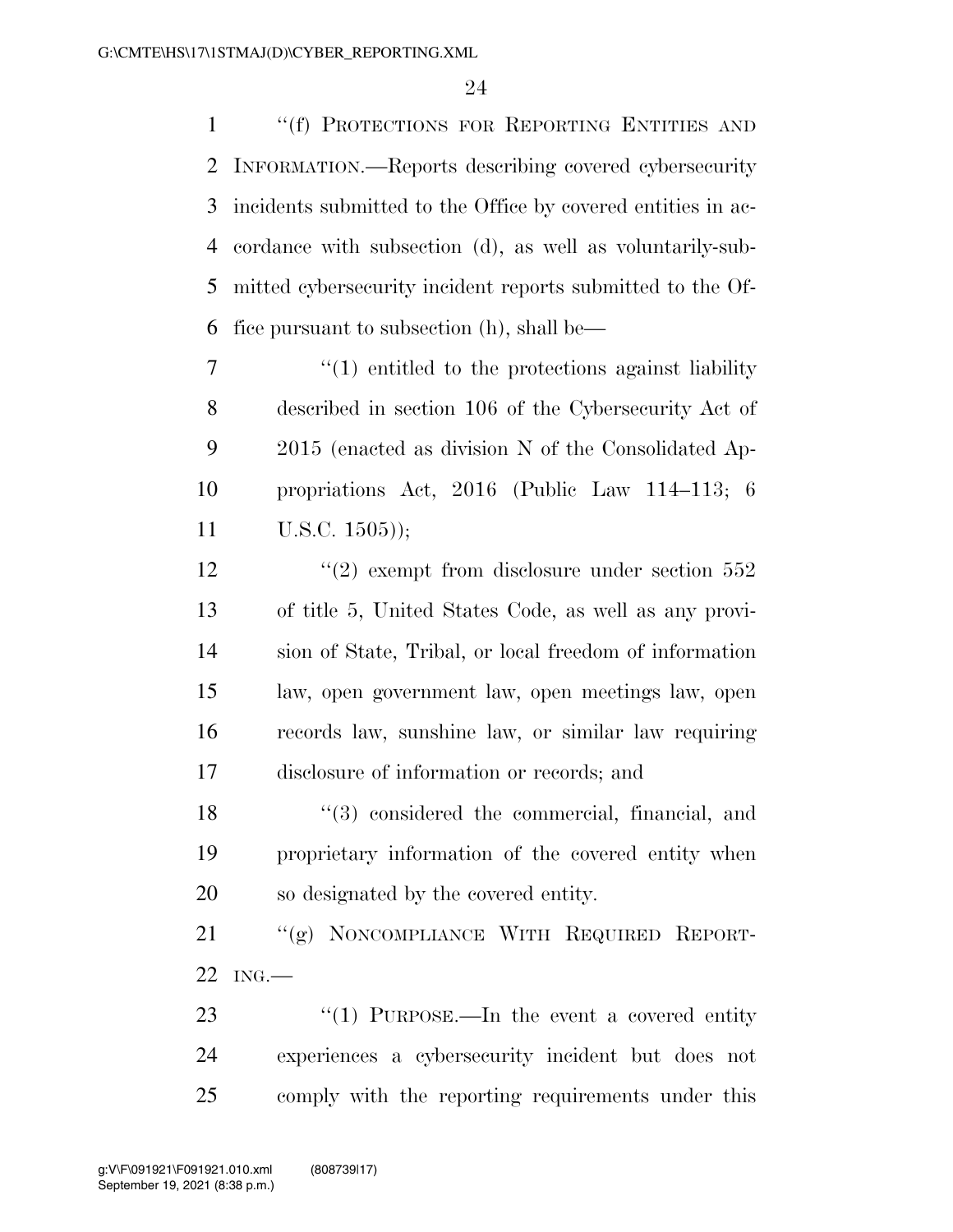"(f) PROTECTIONS FOR REPORTING ENTITIES AND INFORMATION.—Reports describing covered cybersecurity incidents submitted to the Office by covered entities in accordance with subsection (d), as well as voluntarily-submitted cybersecurity incident reports submitted to the Office pursuant to subsection (h), shall be—

"(1) entitled to the protections against liability described in section 106 of the Cybersecurity Act of 2015 (enacted as division N of the Consolidated Appropriations Act, 2016 (Public Law 114–113; 6 U.S.C. 1505));

"(2) exempt from disclosure under section 552 of title 5, United States Code, as well as any provision of State, Tribal, or local freedom of information law, open government law, open meetings law, open records law, sunshine law, or similar law requiring disclosure of information or records; and

"(3) considered the commercial, financial, and proprietary information of the covered entity when so designated by the covered entity.

"(g) NONCOMPLIANCE WITH REQUIRED REPORTING.—

"(1) PURPOSE.—In the event a covered entity experiences a cybersecurity incident but does not comply with the reporting requirements under this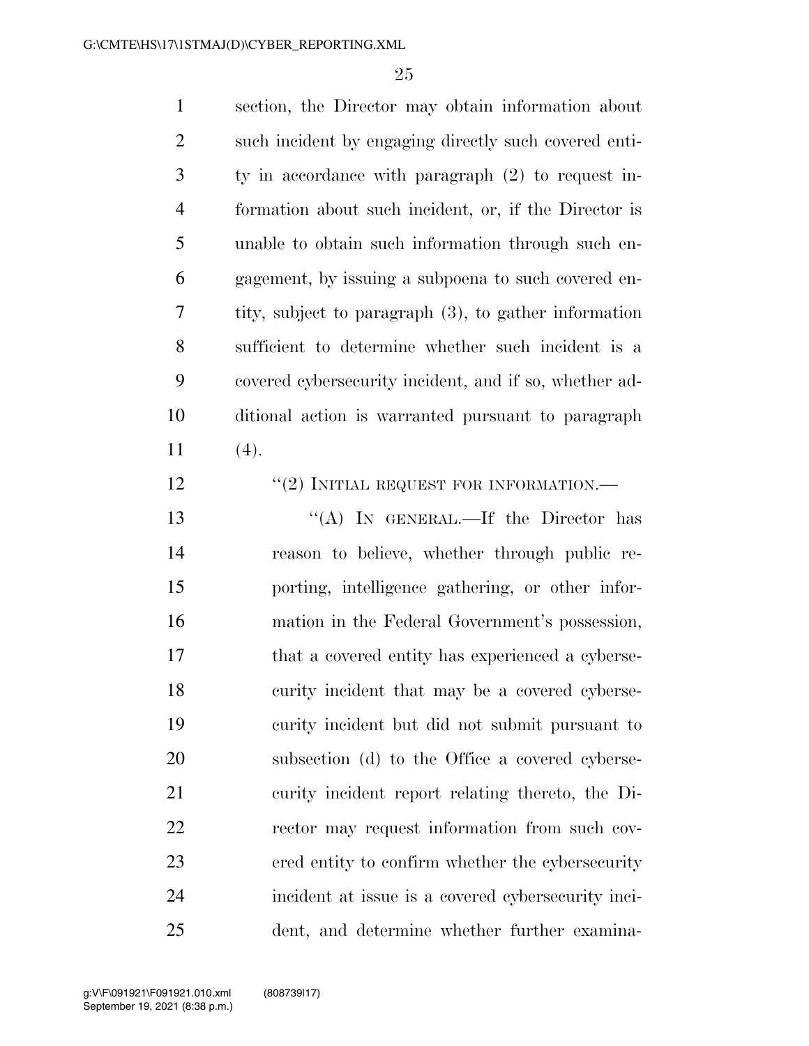section, the Director may obtain information about such incident by engaging directly such covered entity in accordance with paragraph (2) to request information about such incident, or, if the Director is unable to obtain such information through such engagement, by issuing a subpoena to such covered entity, subject to paragraph (3), to gather information sufficient to determine whether such incident is a covered cybersecurity incident, and if so, whether additional action is warranted pursuant to paragraph (4).

"(2) INITIAL REQUEST FOR INFORMATION.—

"(A) IN GENERAL.—If the Director has reason to believe, whether through public reporting, intelligence gathering, or other information in the Federal Government's possession, that a covered entity has experienced a cybersecurity incident that may be a covered cybersecurity incident but did not submit pursuant to subsection (d) to the Office a covered cybersecurity incident report relating thereto, the Director may request information from such covered entity to confirm whether the cybersecurity incident at issue is a covered cybersecurity incident, and determine whether further examina-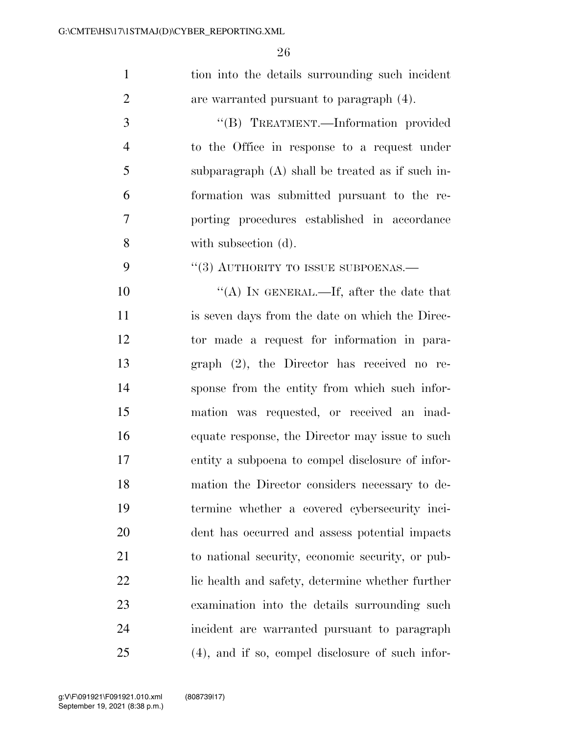tion into the details surrounding such incident are warranted pursuant to paragraph (4).

"(B) TREATMENT.—Information provided to the Office in response to a request under subparagraph (A) shall be treated as if such information was submitted pursuant to the reporting procedures established in accordance with subsection (d).

"(3) AUTHORITY TO ISSUE SUBPOENAS.—

"(A) IN GENERAL.—If, after the date that is seven days from the date on which the Director made a request for information in paragraph (2), the Director has received no response from the entity from which such information was requested, or received an inadequate response, the Director may issue to such entity a subpoena to compel disclosure of information the Director considers necessary to determine whether a covered cybersecurity incident has occurred and assess potential impacts to national security, economic security, or public health and safety, determine whether further examination into the details surrounding such incident are warranted pursuant to paragraph (4), and if so, compel disclosure of such infor-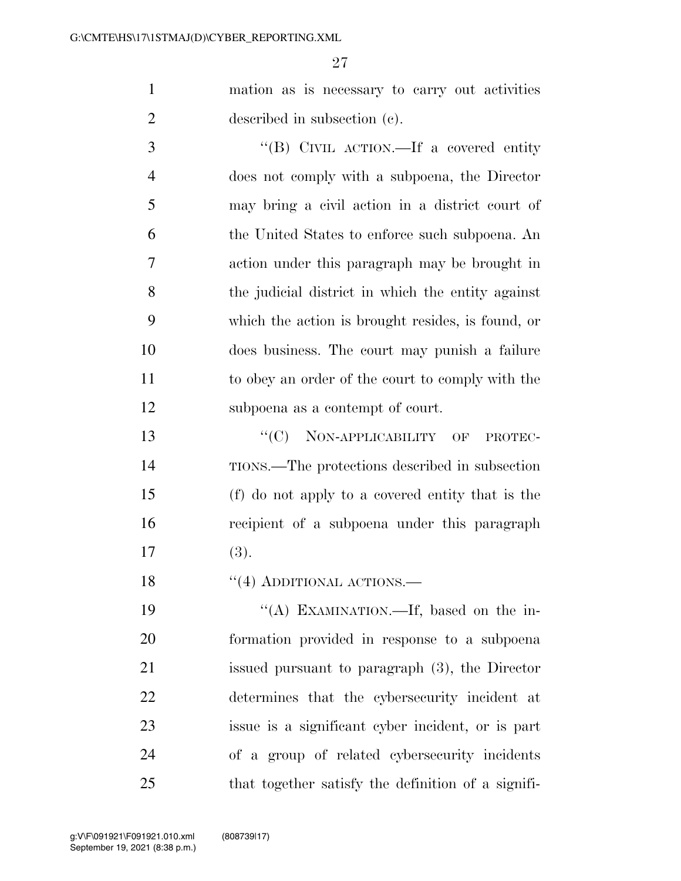mation as is necessary to carry out activities described in subsection (c).

''(B) CIVIL ACTION.—If a covered entity does not comply with a subpoena, the Director may bring a civil action in a district court of the United States to enforce such subpoena. An action under this paragraph may be brought in the judicial district in which the entity against which the action is brought resides, is found, or does business. The court may punish a failure to obey an order of the court to comply with the subpoena as a contempt of court.

''(C) NON-APPLICABILITY OF PROTECTIONS.—The protections described in subsection (f) do not apply to a covered entity that is the recipient of a subpoena under this paragraph (3).

''(4) ADDITIONAL ACTIONS.—

''(A) EXAMINATION.—If, based on the information provided in response to a subpoena issued pursuant to paragraph (3), the Director determines that the cybersecurity incident at issue is a significant cyber incident, or is part of a group of related cybersecurity incidents that together satisfy the definition of a signifi-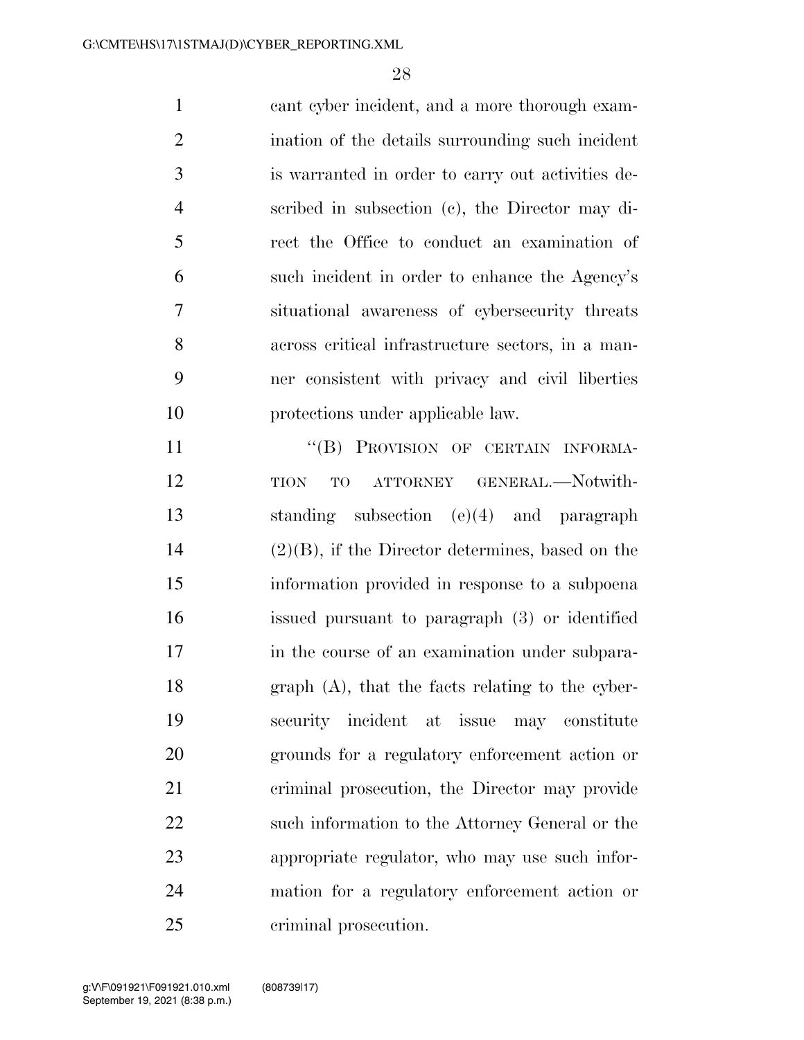cant cyber incident, and a more thorough examination of the details surrounding such incident is warranted in order to carry out activities described in subsection (c), the Director may direct the Office to conduct an examination of such incident in order to enhance the Agency's situational awareness of cybersecurity threats across critical infrastructure sectors, in a manner consistent with privacy and civil liberties protections under applicable law.

"(B) PROVISION OF CERTAIN INFORMATION TO ATTORNEY GENERAL.—Notwithstanding subsection (e)(4) and paragraph (2)(B), if the Director determines, based on the information provided in response to a subpoena issued pursuant to paragraph (3) or identified in the course of an examination under subparagraph (A), that the facts relating to the cybersecurity incident at issue may constitute grounds for a regulatory enforcement action or criminal prosecution, the Director may provide such information to the Attorney General or the appropriate regulator, who may use such information for a regulatory enforcement action or criminal prosecution.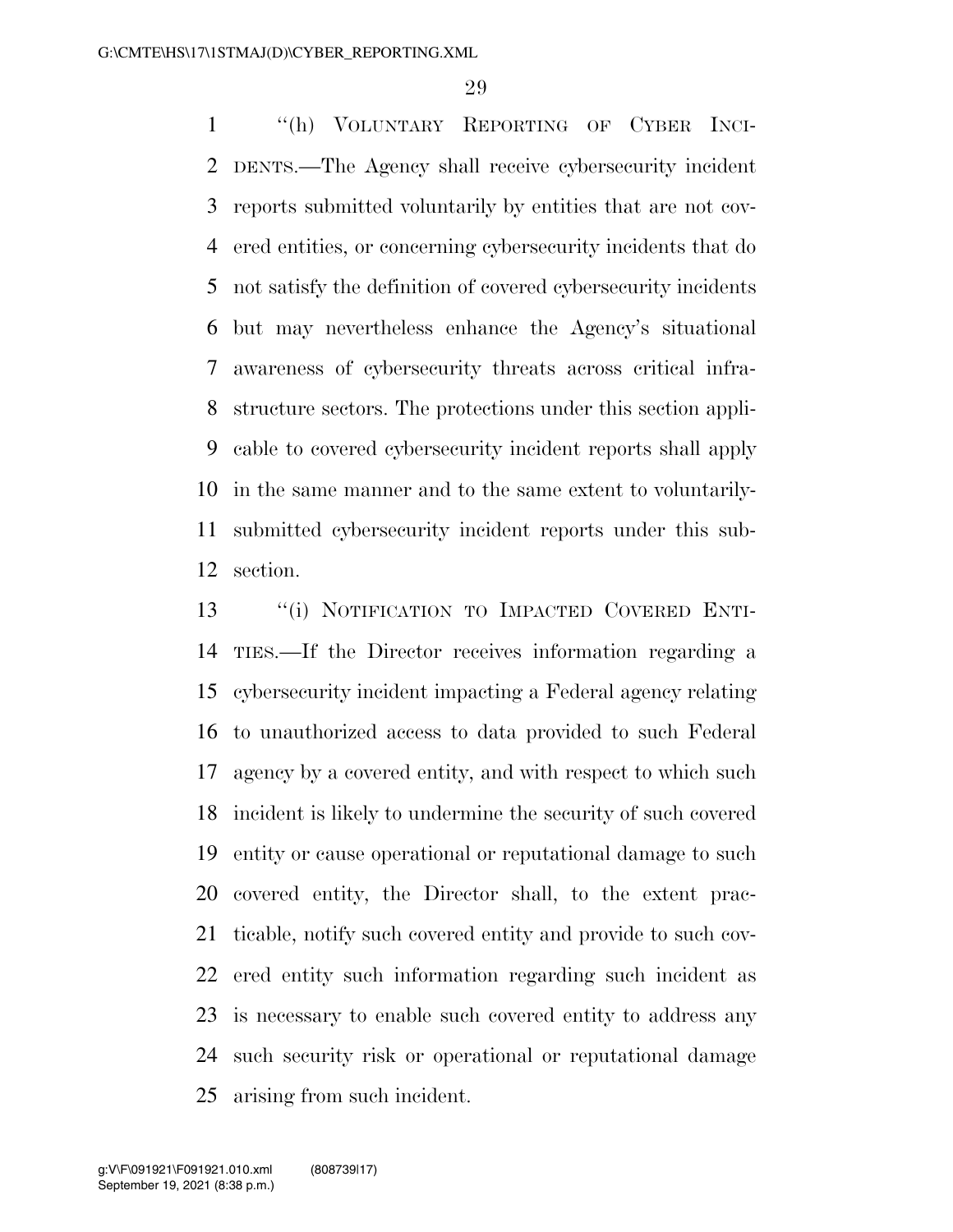"(h) VOLUNTARY REPORTING OF CYBER INCIDENTS.—The Agency shall receive cybersecurity incident reports submitted voluntarily by entities that are not covered entities, or concerning cybersecurity incidents that do not satisfy the definition of covered cybersecurity incidents but may nevertheless enhance the Agency's situational awareness of cybersecurity threats across critical infrastructure sectors. The protections under this section applicable to covered cybersecurity incident reports shall apply in the same manner and to the same extent to voluntarily-submitted cybersecurity incident reports under this subsection.

"(i) NOTIFICATION TO IMPACTED COVERED ENTITIES.—If the Director receives information regarding a cybersecurity incident impacting a Federal agency relating to unauthorized access to data provided to such Federal agency by a covered entity, and with respect to which such incident is likely to undermine the security of such covered entity or cause operational or reputational damage to such covered entity, the Director shall, to the extent practicable, notify such covered entity and provide to such covered entity such information regarding such incident as is necessary to enable such covered entity to address any such security risk or operational or reputational damage arising from such incident.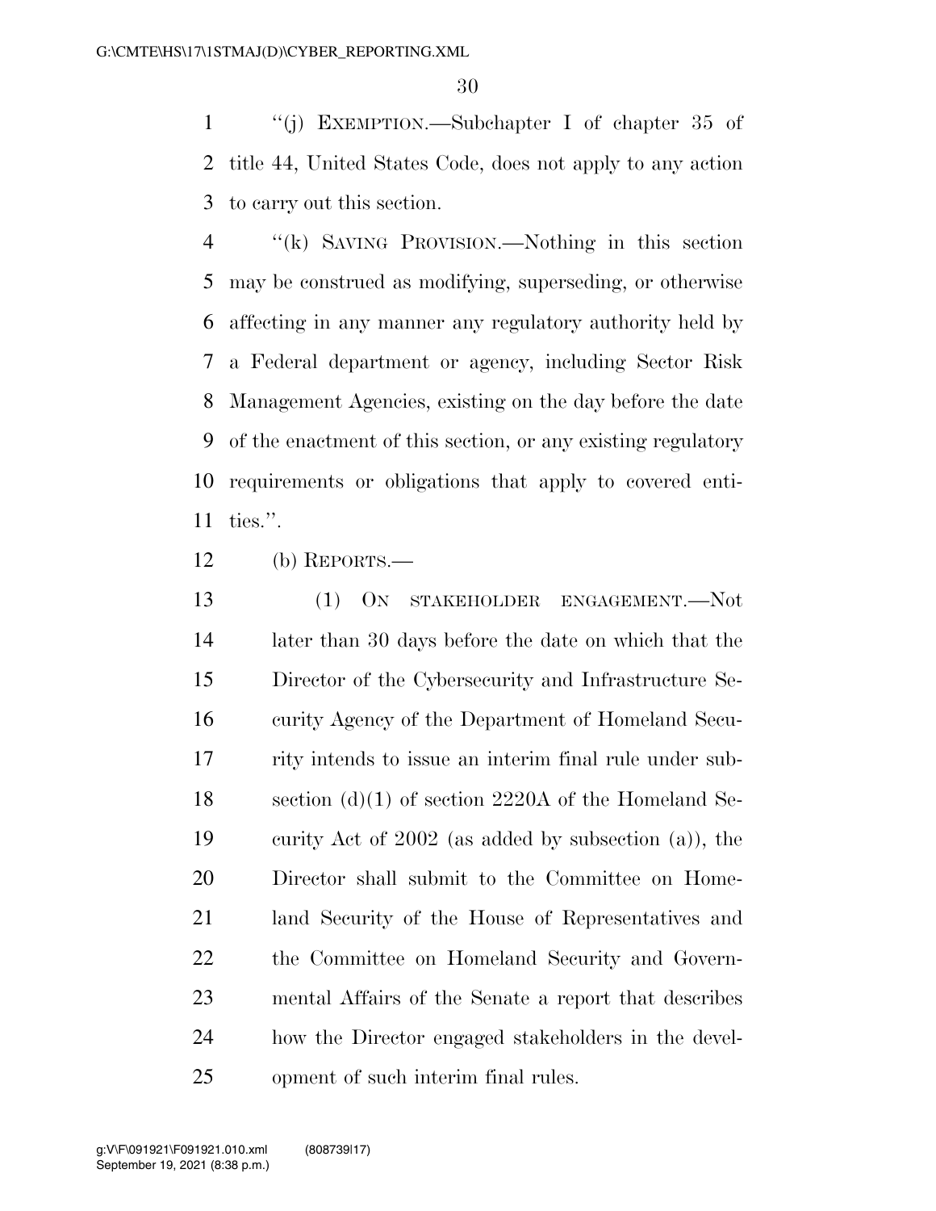"(j) EXEMPTION.—Subchapter I of chapter 35 of title 44, United States Code, does not apply to any action to carry out this section.

"(k) SAVING PROVISION.—Nothing in this section may be construed as modifying, superseding, or otherwise affecting in any manner any regulatory authority held by a Federal department or agency, including Sector Risk Management Agencies, existing on the day before the date of the enactment of this section, or any existing regulatory requirements or obligations that apply to covered entities.".

(b) REPORTS.—

(1) ON STAKEHOLDER ENGAGEMENT.—Not later than 30 days before the date on which that the Director of the Cybersecurity and Infrastructure Security Agency of the Department of Homeland Security intends to issue an interim final rule under subsection (d)(1) of section 2220A of the Homeland Security Act of 2002 (as added by subsection (a)), the Director shall submit to the Committee on Homeland Security of the House of Representatives and the Committee on Homeland Security and Governmental Affairs of the Senate a report that describes how the Director engaged stakeholders in the development of such interim final rules.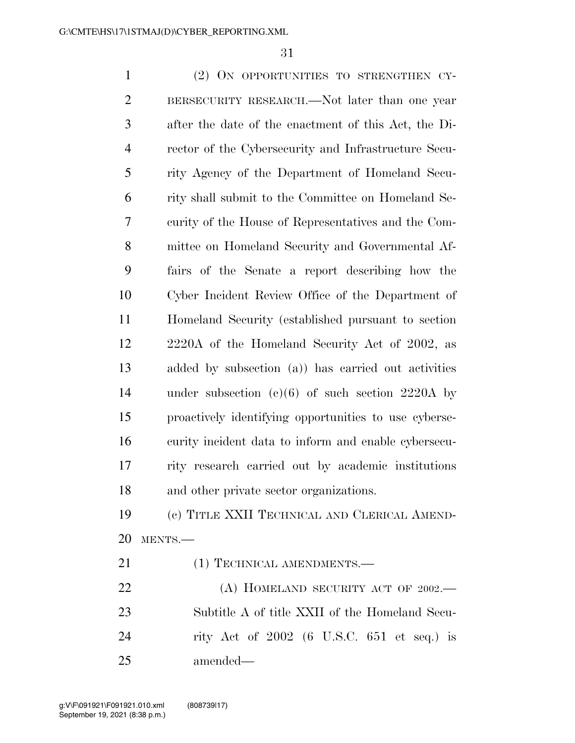(2) ON OPPORTUNITIES TO STRENGTHEN CYBERSECURITY RESEARCH.—Not later than one year after the date of the enactment of this Act, the Director of the Cybersecurity and Infrastructure Security Agency of the Department of Homeland Security shall submit to the Committee on Homeland Security of the House of Representatives and the Committee on Homeland Security and Governmental Affairs of the Senate a report describing how the Cyber Incident Review Office of the Department of Homeland Security (established pursuant to section 2220A of the Homeland Security Act of 2002, as added by subsection (a)) has carried out activities under subsection (c)(6) of such section 2220A by proactively identifying opportunities to use cybersecurity incident data to inform and enable cybersecurity research carried out by academic institutions and other private sector organizations.

(c) TITLE XXII TECHNICAL AND CLERICAL AMENDMENTS.—

(1) TECHNICAL AMENDMENTS.—

(A) HOMELAND SECURITY ACT OF 2002.—Subtitle A of title XXII of the Homeland Security Act of 2002 (6 U.S.C. 651 et seq.) is amended—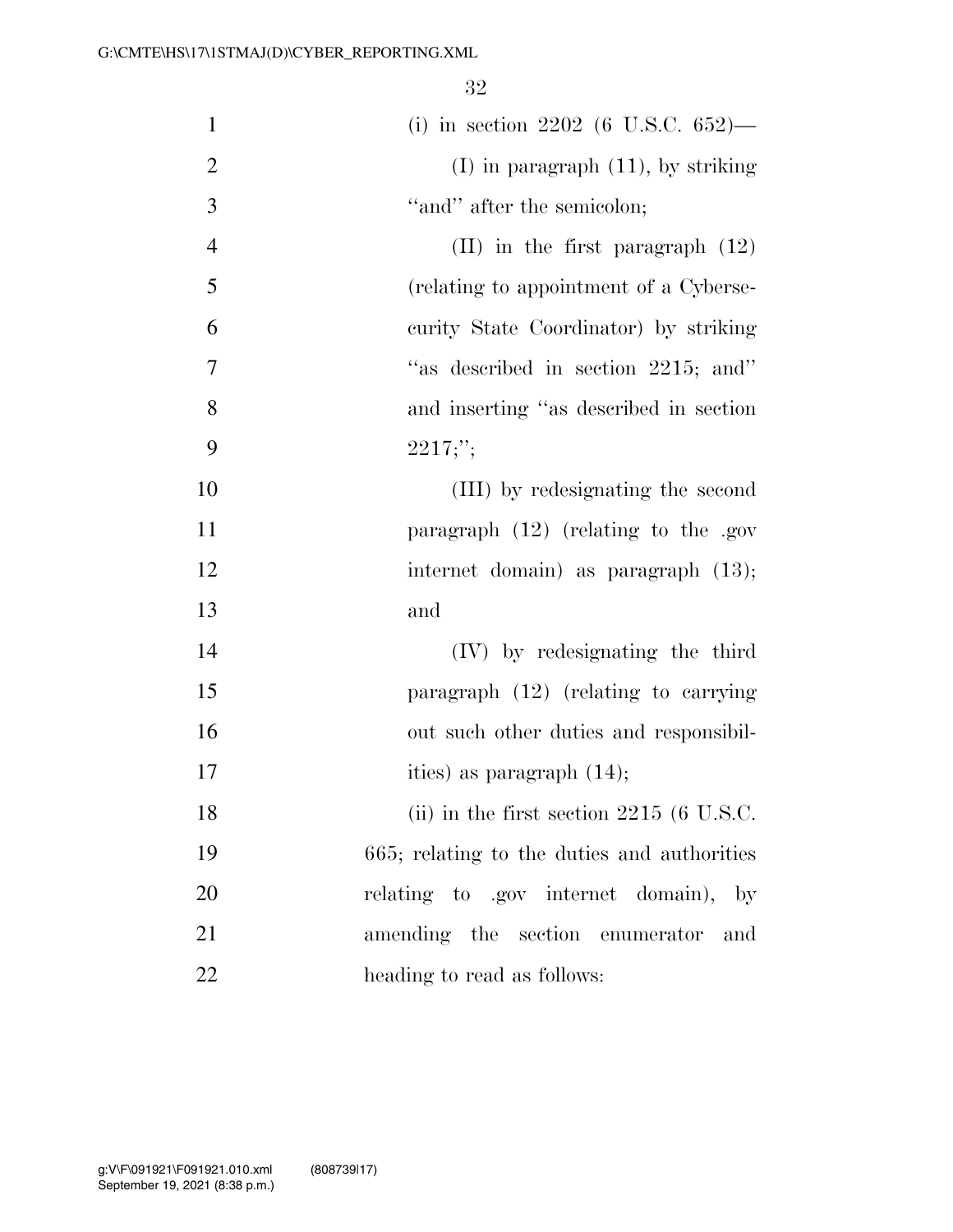(i) in section 2202 (6 U.S.C. 652)—

(I) in paragraph (11), by striking ''and'' after the semicolon;

(II) in the first paragraph (12) (relating to appointment of a Cybersecurity State Coordinator) by striking ''as described in section 2215; and'' and inserting ''as described in section 2217;'';

(III) by redesignating the second paragraph (12) (relating to the .gov internet domain) as paragraph (13); and

(IV) by redesignating the third paragraph (12) (relating to carrying out such other duties and responsibilities) as paragraph (14);

(ii) in the first section 2215 (6 U.S.C. 665; relating to the duties and authorities relating to .gov internet domain), by amending the section enumerator and heading to read as follows: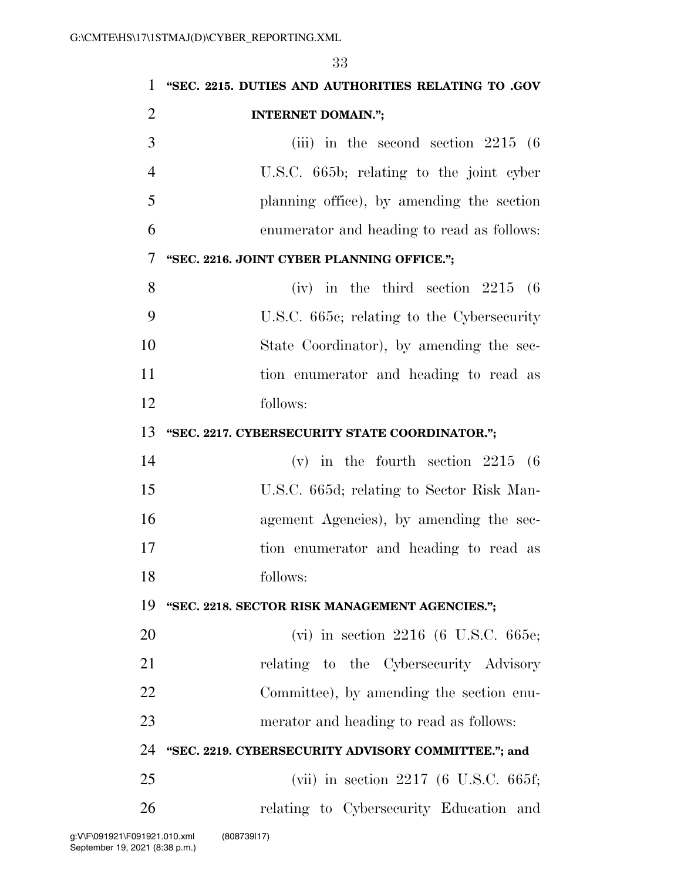**"SEC. 2215. DUTIES AND AUTHORITIES RELATING TO .GOV INTERNET DOMAIN.";**

(iii) in the second section 2215 (6 U.S.C. 665b; relating to the joint cyber planning office), by amending the section enumerator and heading to read as follows:

**"SEC. 2216. JOINT CYBER PLANNING OFFICE.";**

(iv) in the third section 2215 (6 U.S.C. 665c; relating to the Cybersecurity State Coordinator), by amending the section enumerator and heading to read as follows:

**"SEC. 2217. CYBERSECURITY STATE COORDINATOR.";**

(v) in the fourth section 2215 (6 U.S.C. 665d; relating to Sector Risk Management Agencies), by amending the section enumerator and heading to read as follows:

**"SEC. 2218. SECTOR RISK MANAGEMENT AGENCIES.";**

(vi) in section 2216 (6 U.S.C. 665e; relating to the Cybersecurity Advisory Committee), by amending the section enumerator and heading to read as follows:

**"SEC. 2219. CYBERSECURITY ADVISORY COMMITTEE."; and**

(vii) in section 2217 (6 U.S.C. 665f; relating to Cybersecurity Education and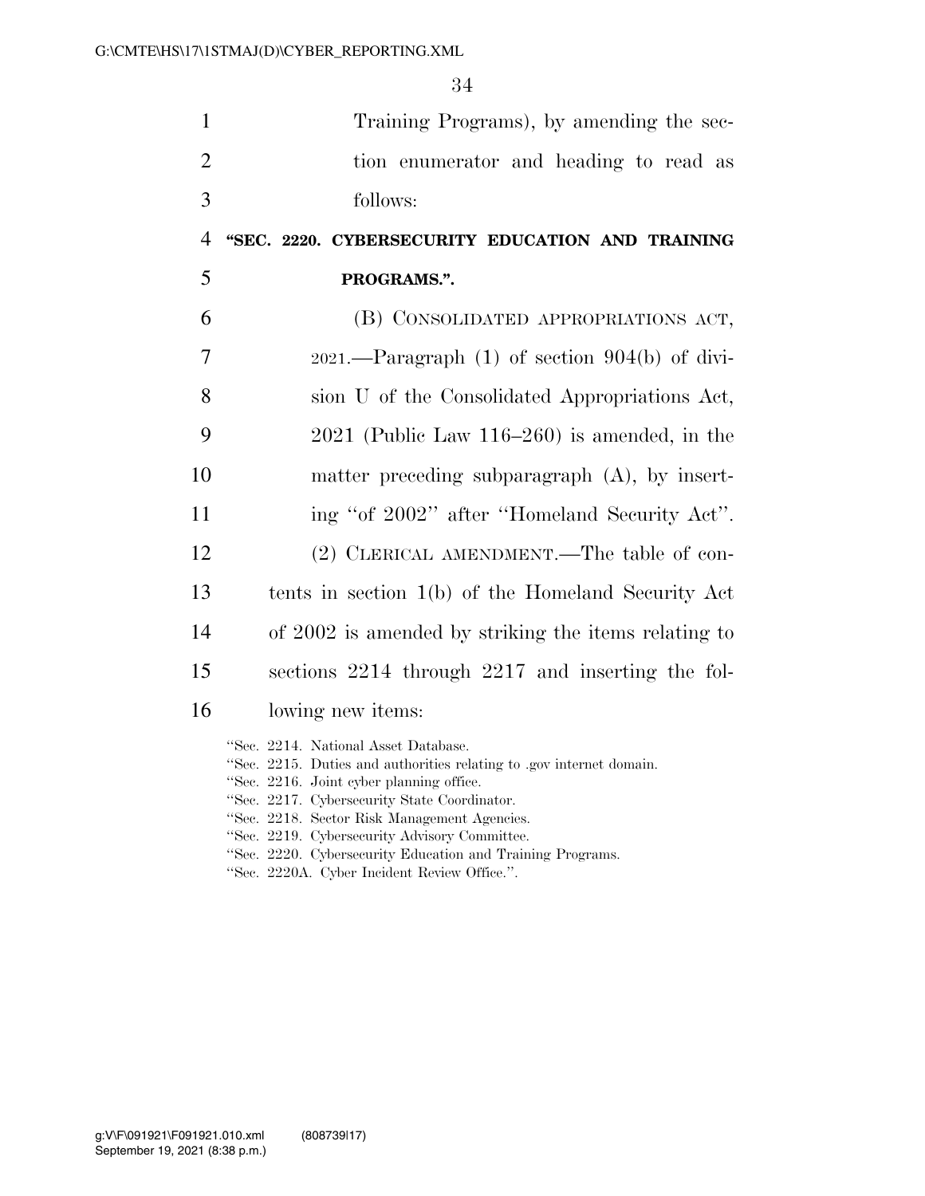Training Programs), by amending the section enumerator and heading to read as follows:

**"SEC. 2220. CYBERSECURITY EDUCATION AND TRAINING PROGRAMS.".**

(B) CONSOLIDATED APPROPRIATIONS ACT, 2021.—Paragraph (1) of section 904(b) of division U of the Consolidated Appropriations Act, 2021 (Public Law 116–260) is amended, in the matter preceding subparagraph (A), by inserting "of 2002" after "Homeland Security Act".

(2) CLERICAL AMENDMENT.—The table of contents in section 1(b) of the Homeland Security Act of 2002 is amended by striking the items relating to sections 2214 through 2217 and inserting the following new items:

"Sec. 2214. National Asset Database.
"Sec. 2215. Duties and authorities relating to .gov internet domain.
"Sec. 2216. Joint cyber planning office.
"Sec. 2217. Cybersecurity State Coordinator.
"Sec. 2218. Sector Risk Management Agencies.
"Sec. 2219. Cybersecurity Advisory Committee.
"Sec. 2220. Cybersecurity Education and Training Programs.
"Sec. 2220A. Cyber Incident Review Office.".